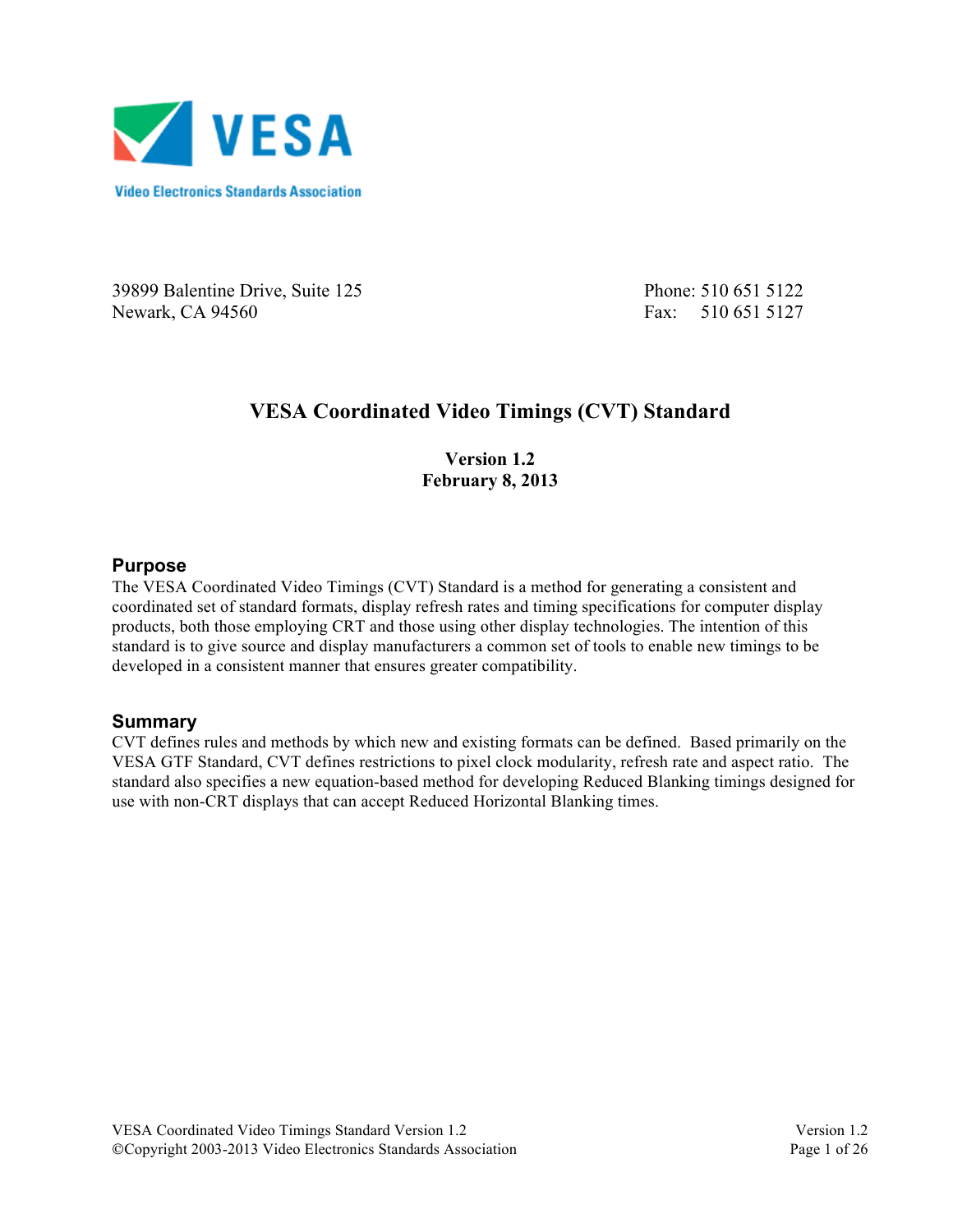VESA

Video Electronics Standards Association

39899 Balentine Drive, Suite 125
Newark, CA 94560

Phone: 510 651 5122
Fax: 510 651 5127

# VESA Coordinated Video Timings (CVT) Standard

**Version 1.2**
**February 8, 2013**

## Purpose

The VESA Coordinated Video Timings (CVT) Standard is a method for generating a consistent and coordinated set of standard formats, display refresh rates and timing specifications for computer display products, both those employing CRT and those using other display technologies. The intention of this standard is to give source and display manufacturers a common set of tools to enable new timings to be developed in a consistent manner that ensures greater compatibility.

## Summary

CVT defines rules and methods by which new and existing formats can be defined. Based primarily on the VESA GTF Standard, CVT defines restrictions to pixel clock modularity, refresh rate and aspect ratio. The standard also specifies a new equation-based method for developing Reduced Blanking timings designed for use with non-CRT displays that can accept Reduced Horizontal Blanking times.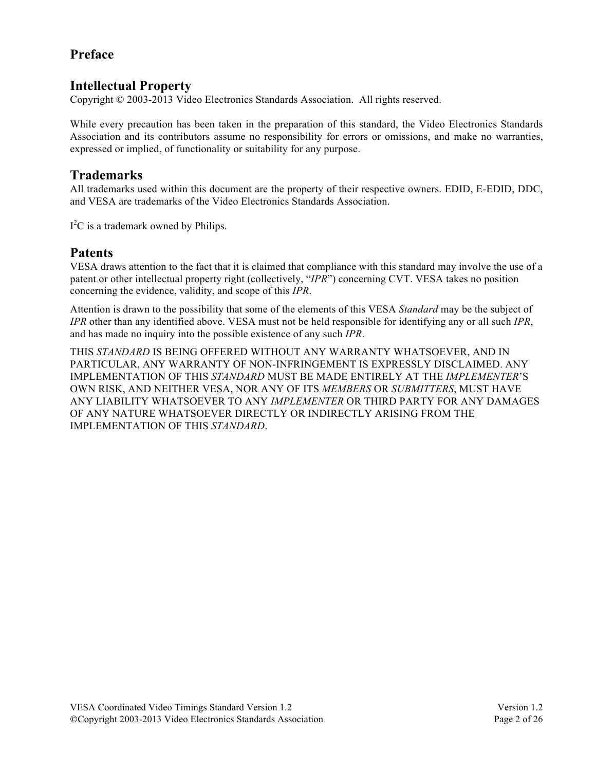# Preface

## Intellectual Property

Copyright © 2003-2013 Video Electronics Standards Association. All rights reserved.

While every precaution has been taken in the preparation of this standard, the Video Electronics Standards Association and its contributors assume no responsibility for errors or omissions, and make no warranties, expressed or implied, of functionality or suitability for any purpose.

## Trademarks

All trademarks used within this document are the property of their respective owners. EDID, E-EDID, DDC, and VESA are trademarks of the Video Electronics Standards Association.

$I^2C$ is a trademark owned by Philips.

## Patents

VESA draws attention to the fact that it is claimed that compliance with this standard may involve the use of a patent or other intellectual property right (collectively, "*IPR*") concerning CVT. VESA takes no position concerning the evidence, validity, and scope of this *IPR*.

Attention is drawn to the possibility that some of the elements of this VESA *Standard* may be the subject of *IPR* other than any identified above. VESA must not be held responsible for identifying any or all such *IPR*, and has made no inquiry into the possible existence of any such *IPR*.

THIS *STANDARD* IS BEING OFFERED WITHOUT ANY WARRANTY WHATSOEVER, AND IN PARTICULAR, ANY WARRANTY OF NON-INFRINGEMENT IS EXPRESSLY DISCLAIMED. ANY IMPLEMENTATION OF THIS *STANDARD* MUST BE MADE ENTIRELY AT THE *IMPLEMENTER*'S OWN RISK, AND NEITHER VESA, NOR ANY OF ITS *MEMBERS* OR *SUBMITTERS*, MUST HAVE ANY LIABILITY WHATSOEVER TO ANY *IMPLEMENTER* OR THIRD PARTY FOR ANY DAMAGES OF ANY NATURE WHATSOEVER DIRECTLY OR INDIRECTLY ARISING FROM THE IMPLEMENTATION OF THIS *STANDARD*.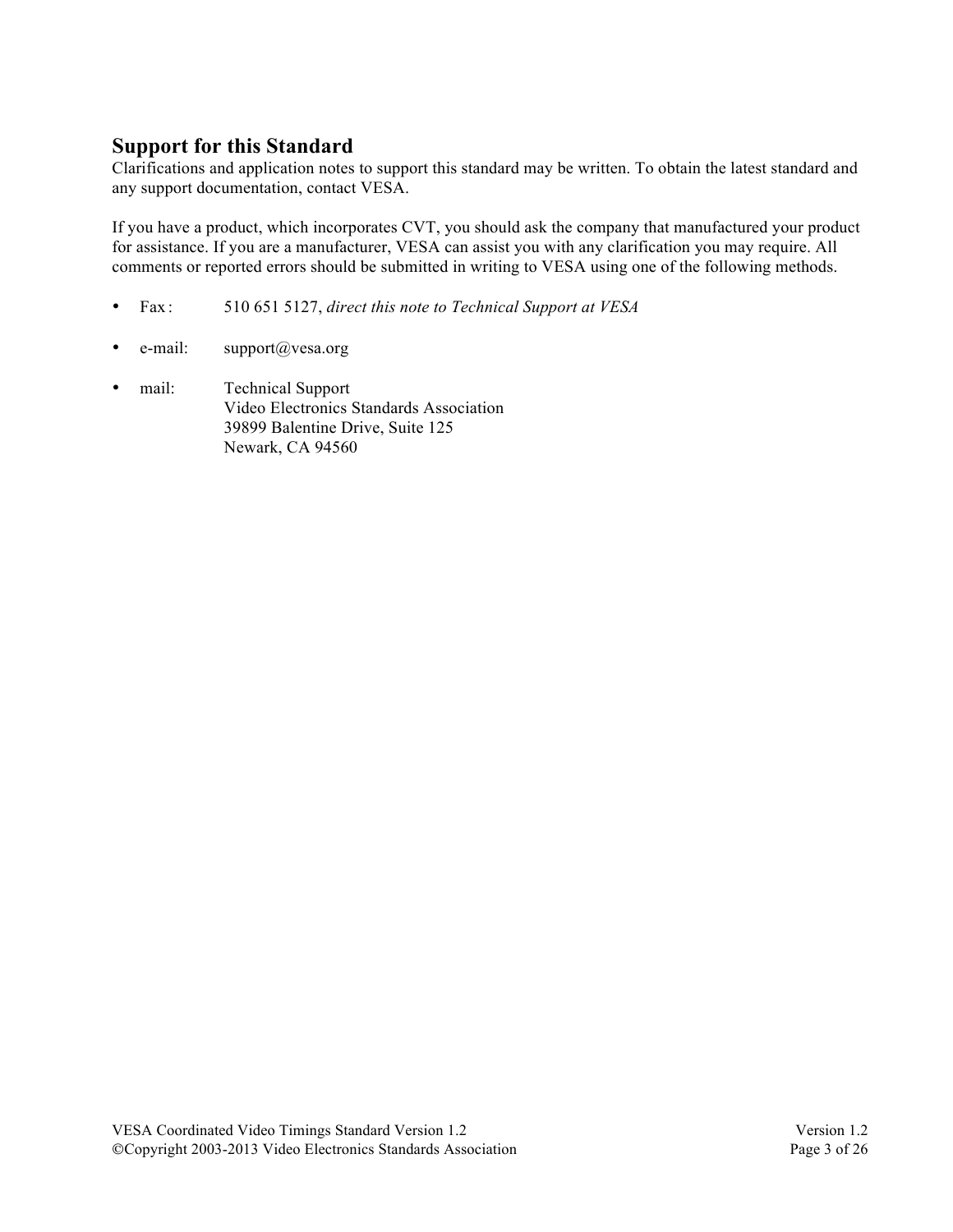## Support for this Standard

Clarifications and application notes to support this standard may be written. To obtain the latest standard and any support documentation, contact VESA.

If you have a product, which incorporates CVT, you should ask the company that manufactured your product for assistance. If you are a manufacturer, VESA can assist you with any clarification you may require. All comments or reported errors should be submitted in writing to VESA using one of the following methods.

- Fax : 510 651 5127, *direct this note to Technical Support at VESA*
- e-mail: support@vesa.org
- mail: Technical Support
  Video Electronics Standards Association
  39899 Balentine Drive, Suite 125
  Newark, CA 94560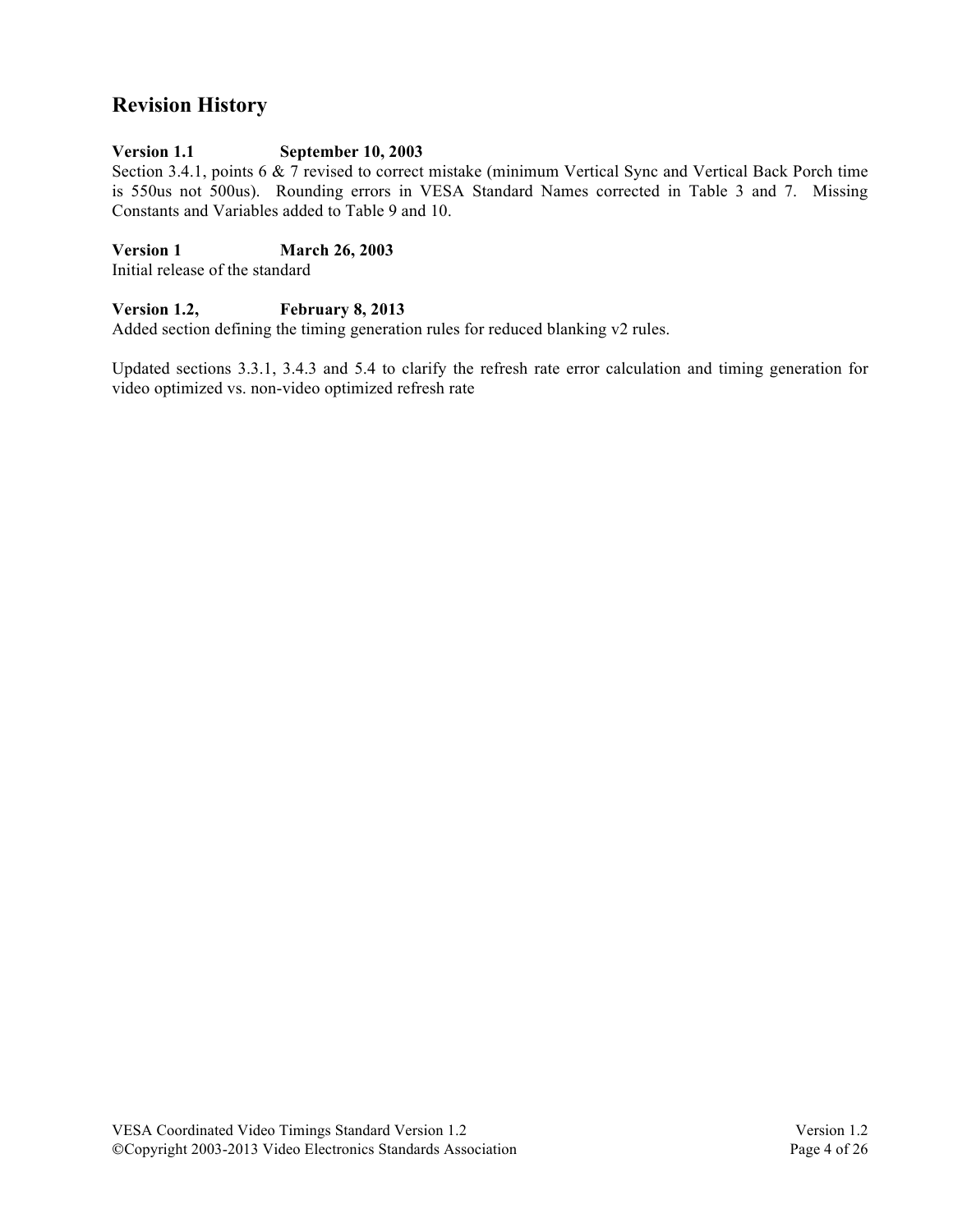## Revision History

**Version 1.1 September 10, 2003**

Section 3.4.1, points 6 & 7 revised to correct mistake (minimum Vertical Sync and Vertical Back Porch time is 550us not 500us). Rounding errors in VESA Standard Names corrected in Table 3 and 7. Missing Constants and Variables added to Table 9 and 10.

**Version 1 March 26, 2003**

Initial release of the standard

**Version 1.2, February 8, 2013**

Added section defining the timing generation rules for reduced blanking v2 rules.

Updated sections 3.3.1, 3.4.3 and 5.4 to clarify the refresh rate error calculation and timing generation for video optimized vs. non-video optimized refresh rate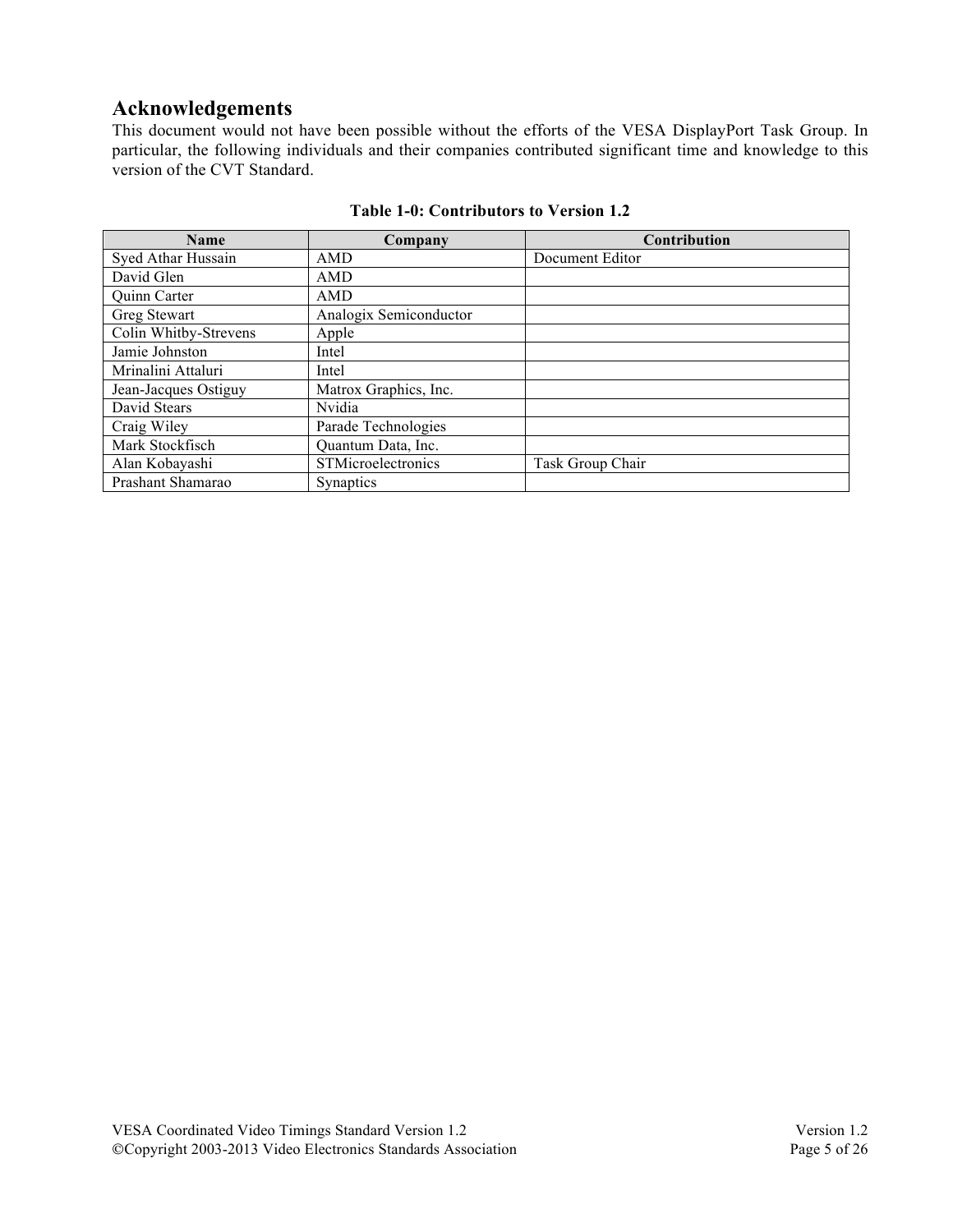# Acknowledgements

This document would not have been possible without the efforts of the VESA DisplayPort Task Group. In particular, the following individuals and their companies contributed significant time and knowledge to this version of the CVT Standard.

**Table 1-0: Contributors to Version 1.2**

| Name | Company | Contribution |
|---|---|---|
| Syed Athar Hussain | AMD | Document Editor |
| David Glen | AMD | |
| Quinn Carter | AMD | |
| Greg Stewart | Analogix Semiconductor | |
| Colin Whitby-Strevens | Apple | |
| Jamie Johnston | Intel | |
| Mrinalini Attaluri | Intel | |
| Jean-Jacques Ostiguy | Matrox Graphics, Inc. | |
| David Stears | Nvidia | |
| Craig Wiley | Parade Technologies | |
| Mark Stockfisch | Quantum Data, Inc. | |
| Alan Kobayashi | STMicroelectronics | Task Group Chair |
| Prashant Shamarao | Synaptics | |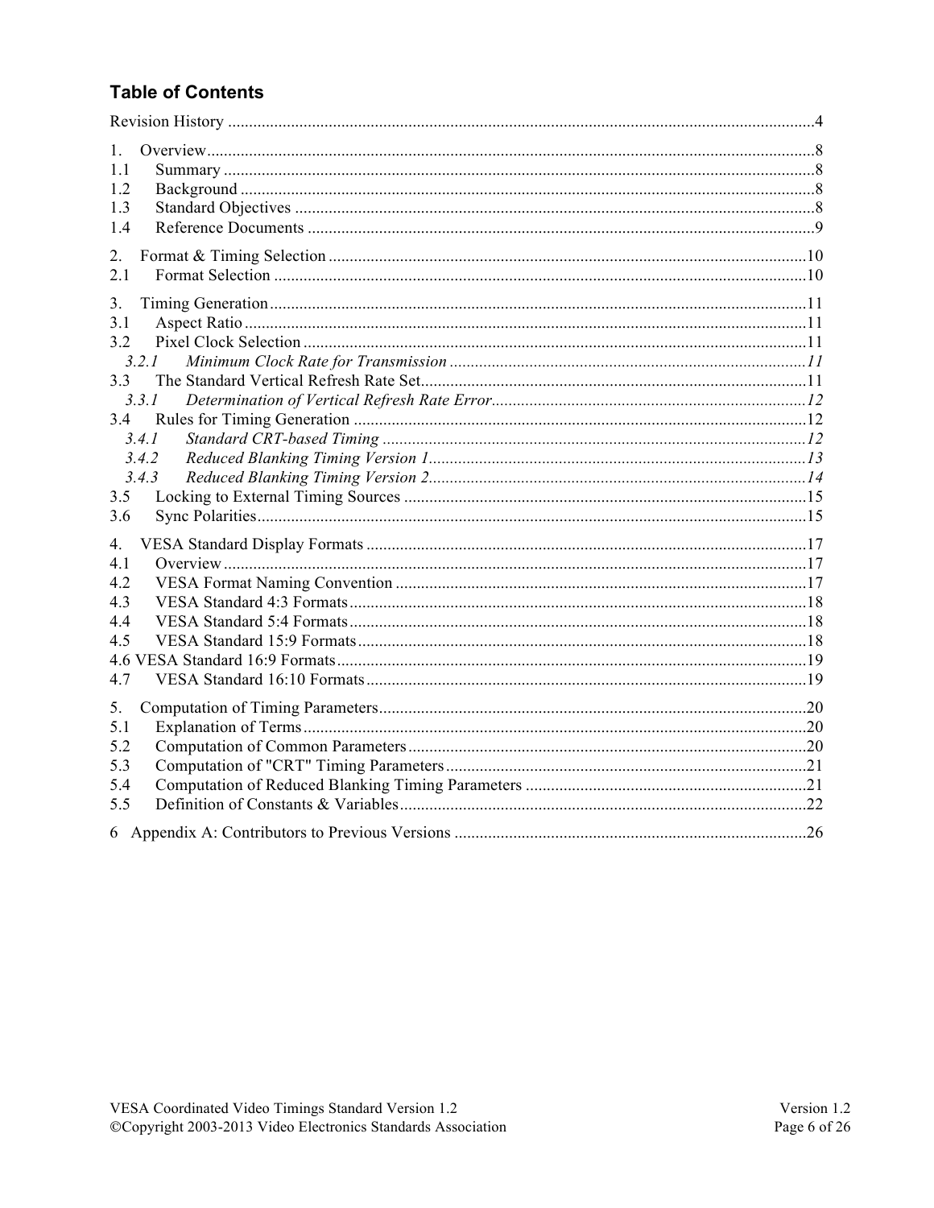## Table of Contents

Revision History ....................................................................................................................................4

1. Overview..............................................................................................................................................8
1.1 Summary ...........................................................................................................................................8
1.2 Background .......................................................................................................................................8
1.3 Standard Objectives ..........................................................................................................................8
1.4 Reference Documents .......................................................................................................................9

2. Format & Timing Selection ...............................................................................................................10
2.1 Format Selection .............................................................................................................................10

3. Timing Generation.............................................................................................................................11
3.1 Aspect Ratio ....................................................................................................................................11
3.2 Pixel Clock Selection ......................................................................................................................11
*3.2.1 Minimum Clock Rate for Transmission ......................................................................................11*
3.3 The Standard Vertical Refresh Rate Set..........................................................................................11
*3.3.1 Determination of Vertical Refresh Rate Error..............................................................................12*
3.4 Rules for Timing Generation ..........................................................................................................12
*3.4.1 Standard CRT-based Timing .......................................................................................................12*
*3.4.2 Reduced Blanking Timing Version 1...........................................................................................13*
*3.4.3 Reduced Blanking Timing Version 2...........................................................................................14*
3.5 Locking to External Timing Sources ..............................................................................................15
3.6 Sync Polarities.................................................................................................................................15

4. VESA Standard Display Formats .......................................................................................................17
4.1 Overview .........................................................................................................................................17
4.2 VESA Format Naming Convention ................................................................................................17
4.3 VESA Standard 4:3 Formats ...........................................................................................................18
4.4 VESA Standard 5:4 Formats ...........................................................................................................18
4.5 VESA Standard 15:9 Formats .........................................................................................................18
4.6 VESA Standard 16:9 Formats ..........................................................................................................19
4.7 VESA Standard 16:10 Formats .......................................................................................................19

5. Computation of Timing Parameters....................................................................................................20
5.1 Explanation of Terms ......................................................................................................................20
5.2 Computation of Common Parameters .............................................................................................20
5.3 Computation of "CRT" Timing Parameters ....................................................................................21
5.4 Computation of Reduced Blanking Timing Parameters ..................................................................21
5.5 Definition of Constants & Variables ...............................................................................................22

6 Appendix A: Contributors to Previous Versions ...................................................................................26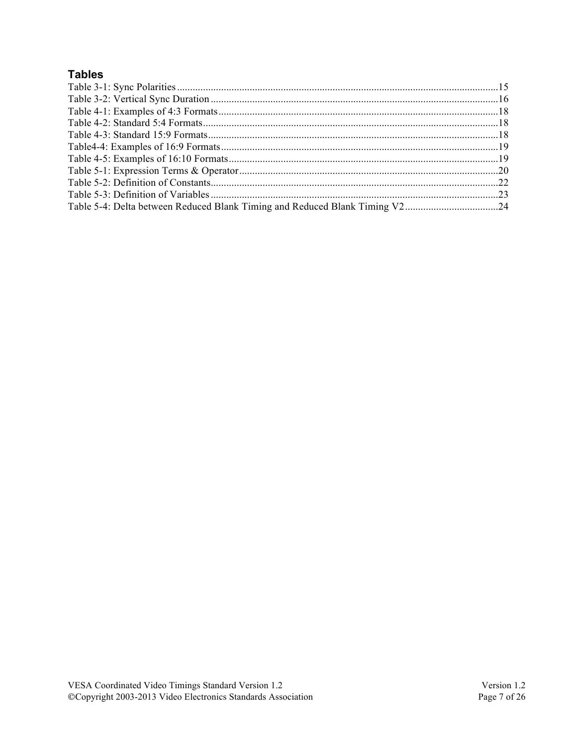## Tables

Table 3-1: Sync Polarities ........................................................................................................................15
Table 3-2: Vertical Sync Duration ..............................................................................................................16
Table 4-1: Examples of 4:3 Formats...........................................................................................................18
Table 4-2: Standard 5:4 Formats.................................................................................................................18
Table 4-3: Standard 15:9 Formats...............................................................................................................18
Table4-4: Examples of 16:9 Formats..........................................................................................................19
Table 4-5: Examples of 16:10 Formats.......................................................................................................19
Table 5-1: Expression Terms & Operator...................................................................................................20
Table 5-2: Definition of Constants..............................................................................................................22
Table 5-3: Definition of Variables..............................................................................................................23
Table 5-4: Delta between Reduced Blank Timing and Reduced Blank Timing V2....................................24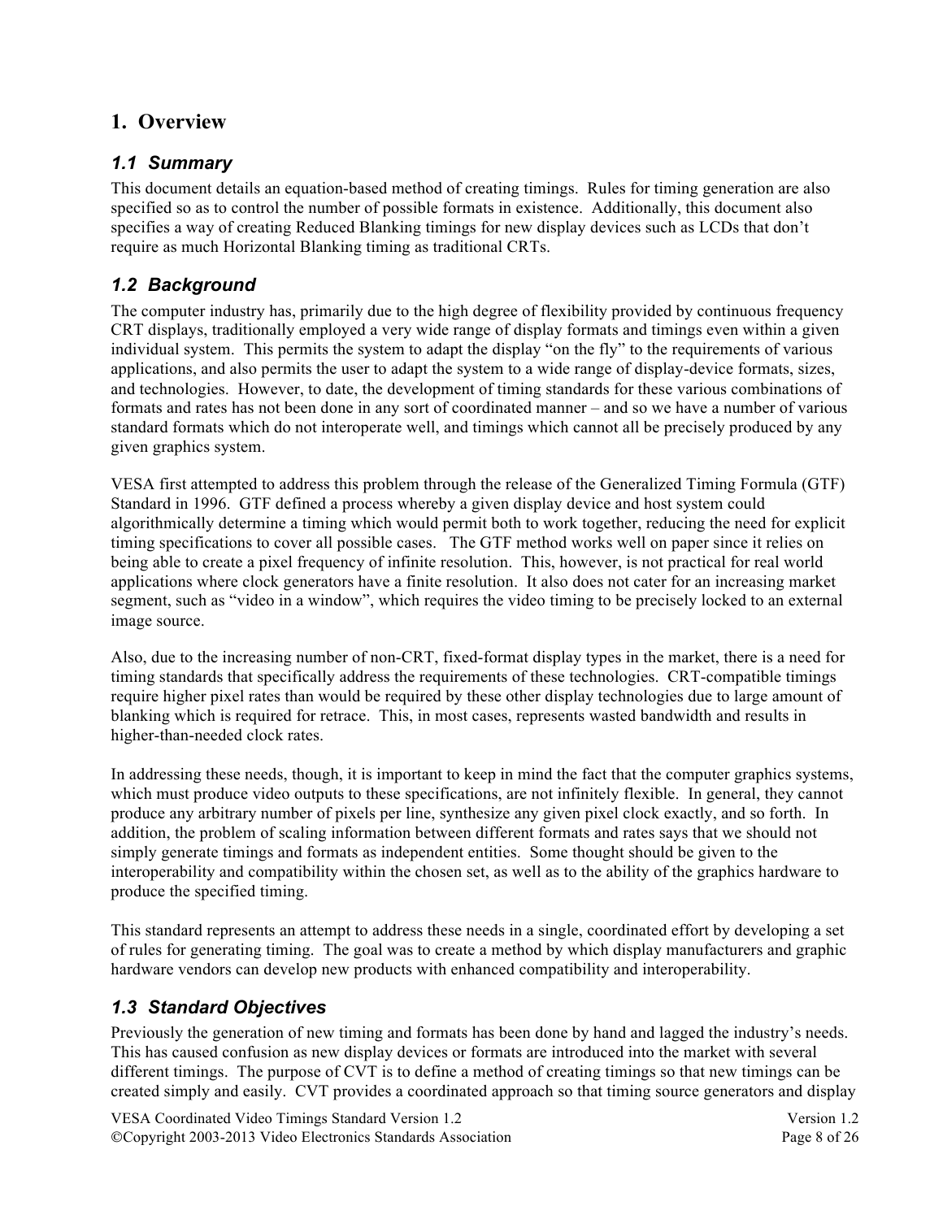# 1. Overview

## 1.1 Summary

This document details an equation-based method of creating timings. Rules for timing generation are also specified so as to control the number of possible formats in existence. Additionally, this document also specifies a way of creating Reduced Blanking timings for new display devices such as LCDs that don't require as much Horizontal Blanking timing as traditional CRTs.

## 1.2 Background

The computer industry has, primarily due to the high degree of flexibility provided by continuous frequency CRT displays, traditionally employed a very wide range of display formats and timings even within a given individual system. This permits the system to adapt the display "on the fly" to the requirements of various applications, and also permits the user to adapt the system to a wide range of display-device formats, sizes, and technologies. However, to date, the development of timing standards for these various combinations of formats and rates has not been done in any sort of coordinated manner – and so we have a number of various standard formats which do not interoperate well, and timings which cannot all be precisely produced by any given graphics system.

VESA first attempted to address this problem through the release of the Generalized Timing Formula (GTF) Standard in 1996. GTF defined a process whereby a given display device and host system could algorithmically determine a timing which would permit both to work together, reducing the need for explicit timing specifications to cover all possible cases. The GTF method works well on paper since it relies on being able to create a pixel frequency of infinite resolution. This, however, is not practical for real world applications where clock generators have a finite resolution. It also does not cater for an increasing market segment, such as "video in a window", which requires the video timing to be precisely locked to an external image source.

Also, due to the increasing number of non-CRT, fixed-format display types in the market, there is a need for timing standards that specifically address the requirements of these technologies. CRT-compatible timings require higher pixel rates than would be required by these other display technologies due to large amount of blanking which is required for retrace. This, in most cases, represents wasted bandwidth and results in higher-than-needed clock rates.

In addressing these needs, though, it is important to keep in mind the fact that the computer graphics systems, which must produce video outputs to these specifications, are not infinitely flexible. In general, they cannot produce any arbitrary number of pixels per line, synthesize any given pixel clock exactly, and so forth. In addition, the problem of scaling information between different formats and rates says that we should not simply generate timings and formats as independent entities. Some thought should be given to the interoperability and compatibility within the chosen set, as well as to the ability of the graphics hardware to produce the specified timing.

This standard represents an attempt to address these needs in a single, coordinated effort by developing a set of rules for generating timing. The goal was to create a method by which display manufacturers and graphic hardware vendors can develop new products with enhanced compatibility and interoperability.

## 1.3 Standard Objectives

Previously the generation of new timing and formats has been done by hand and lagged the industry's needs. This has caused confusion as new display devices or formats are introduced into the market with several different timings. The purpose of CVT is to define a method of creating timings so that new timings can be created simply and easily. CVT provides a coordinated approach so that timing source generators and display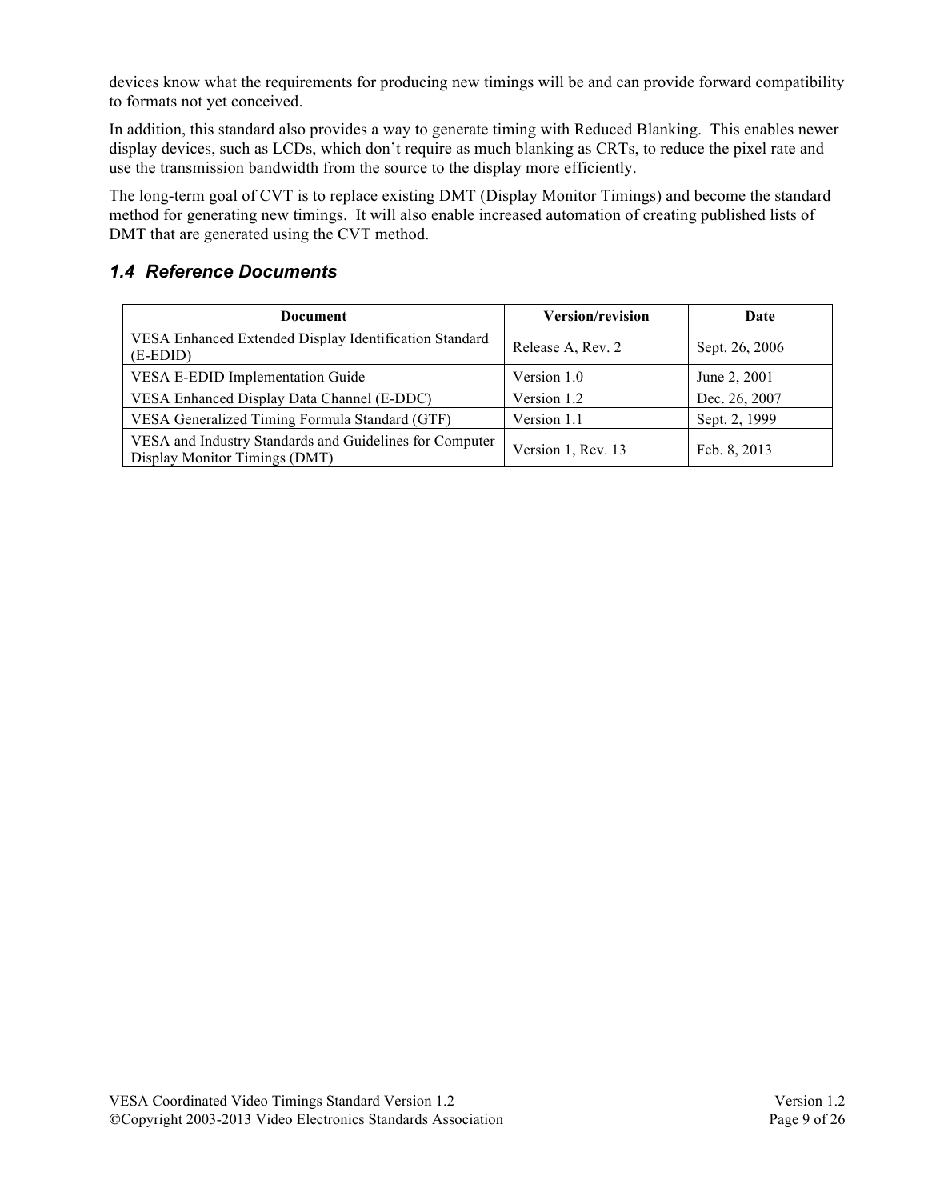devices know what the requirements for producing new timings will be and can provide forward compatibility to formats not yet conceived.

In addition, this standard also provides a way to generate timing with Reduced Blanking. This enables newer display devices, such as LCDs, which don't require as much blanking as CRTs, to reduce the pixel rate and use the transmission bandwidth from the source to the display more efficiently.

The long-term goal of CVT is to replace existing DMT (Display Monitor Timings) and become the standard method for generating new timings. It will also enable increased automation of creating published lists of DMT that are generated using the CVT method.

### *1.4 Reference Documents*

| Document | Version/revision | Date |
|---|---|---|
| VESA Enhanced Extended Display Identification Standard (E-EDID) | Release A, Rev. 2 | Sept. 26, 2006 |
| VESA E-EDID Implementation Guide | Version 1.0 | June 2, 2001 |
| VESA Enhanced Display Data Channel (E-DDC) | Version 1.2 | Dec. 26, 2007 |
| VESA Generalized Timing Formula Standard (GTF) | Version 1.1 | Sept. 2, 1999 |
| VESA and Industry Standards and Guidelines for Computer Display Monitor Timings (DMT) | Version 1, Rev. 13 | Feb. 8, 2013 |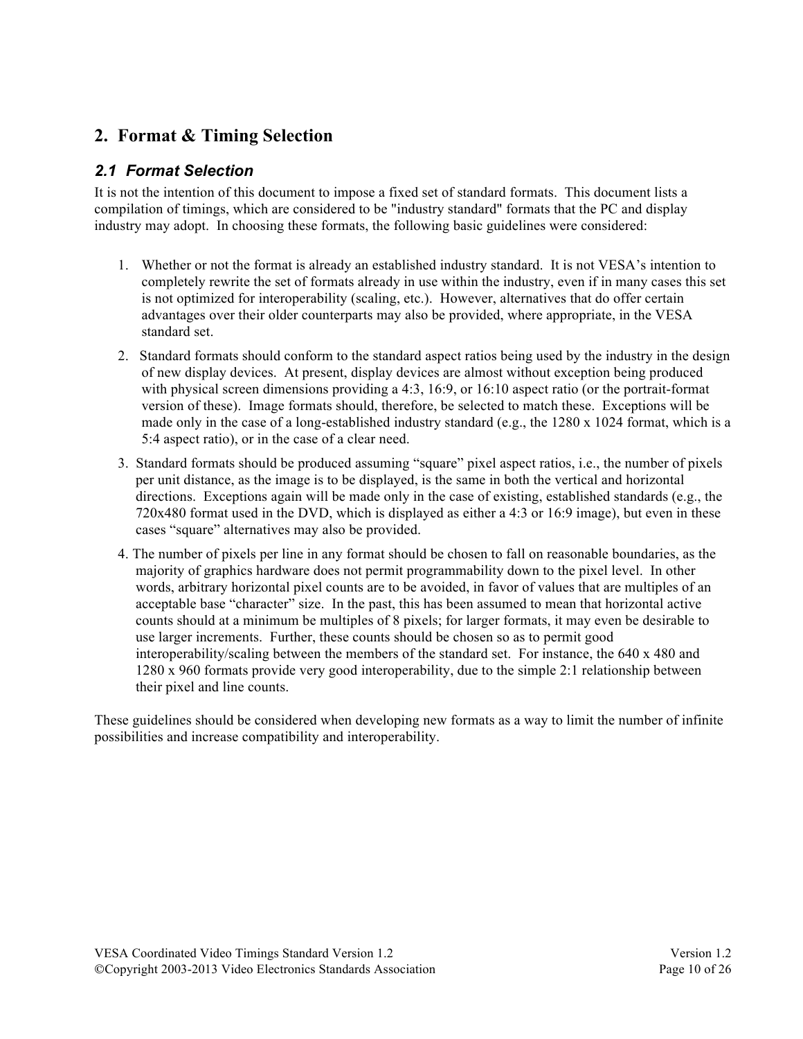## 2. Format & Timing Selection

### *2.1 Format Selection*

It is not the intention of this document to impose a fixed set of standard formats. This document lists a compilation of timings, which are considered to be "industry standard" formats that the PC and display industry may adopt. In choosing these formats, the following basic guidelines were considered:

1. Whether or not the format is already an established industry standard. It is not VESA's intention to completely rewrite the set of formats already in use within the industry, even if in many cases this set is not optimized for interoperability (scaling, etc.). However, alternatives that do offer certain advantages over their older counterparts may also be provided, where appropriate, in the VESA standard set.
2. Standard formats should conform to the standard aspect ratios being used by the industry in the design of new display devices. At present, display devices are almost without exception being produced with physical screen dimensions providing a 4:3, 16:9, or 16:10 aspect ratio (or the portrait-format version of these). Image formats should, therefore, be selected to match these. Exceptions will be made only in the case of a long-established industry standard (e.g., the 1280 x 1024 format, which is a 5:4 aspect ratio), or in the case of a clear need.
3. Standard formats should be produced assuming "square" pixel aspect ratios, i.e., the number of pixels per unit distance, as the image is to be displayed, is the same in both the vertical and horizontal directions. Exceptions again will be made only in the case of existing, established standards (e.g., the 720x480 format used in the DVD, which is displayed as either a 4:3 or 16:9 image), but even in these cases "square" alternatives may also be provided.
4. The number of pixels per line in any format should be chosen to fall on reasonable boundaries, as the majority of graphics hardware does not permit programmability down to the pixel level. In other words, arbitrary horizontal pixel counts are to be avoided, in favor of values that are multiples of an acceptable base "character" size. In the past, this has been assumed to mean that horizontal active counts should at a minimum be multiples of 8 pixels; for larger formats, it may even be desirable to use larger increments. Further, these counts should be chosen so as to permit good interoperability/scaling between the members of the standard set. For instance, the 640 x 480 and 1280 x 960 formats provide very good interoperability, due to the simple 2:1 relationship between their pixel and line counts.

These guidelines should be considered when developing new formats as a way to limit the number of infinite possibilities and increase compatibility and interoperability.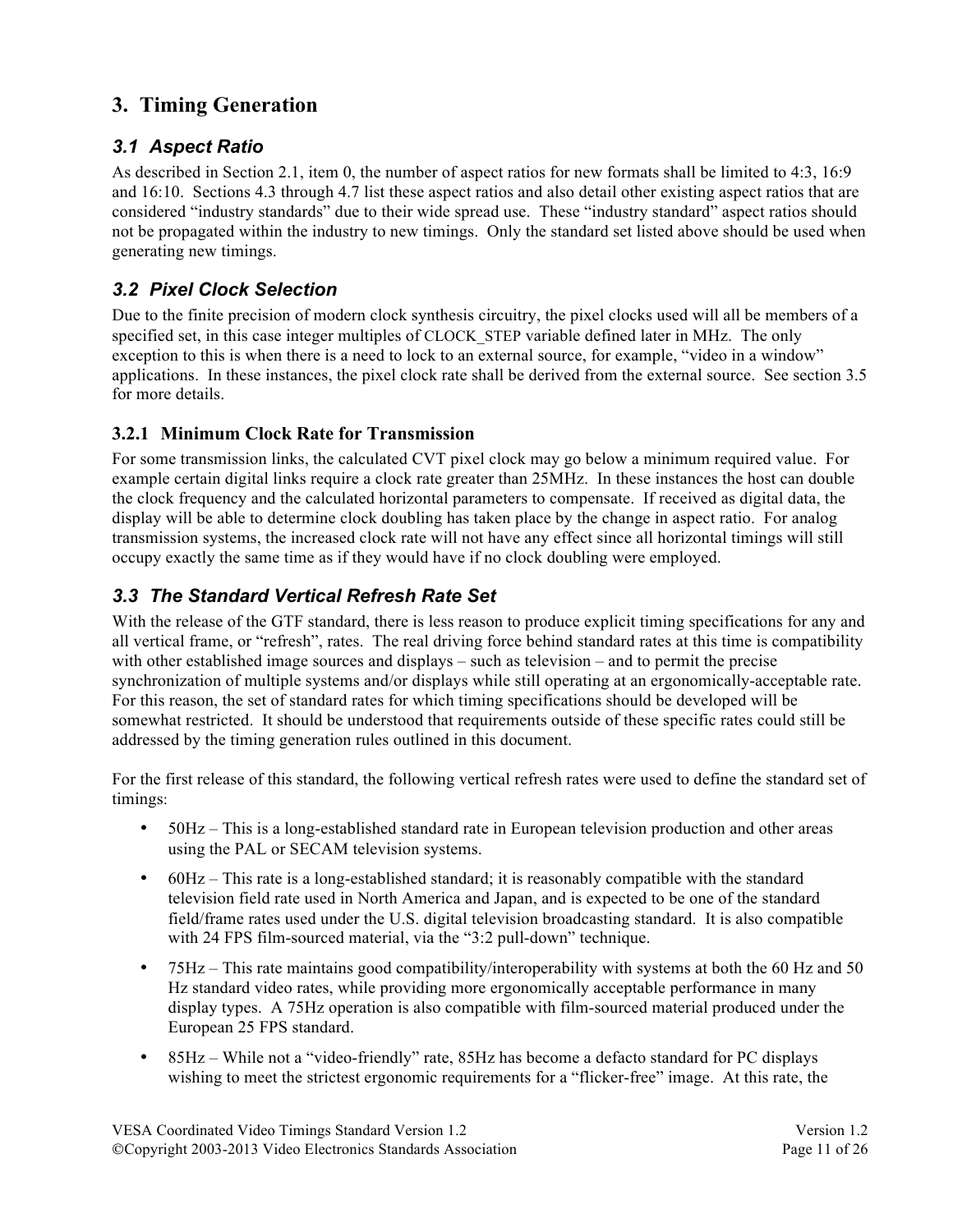# 3. Timing Generation

## 3.1 Aspect Ratio

As described in Section 2.1, item 0, the number of aspect ratios for new formats shall be limited to 4:3, 16:9 and 16:10. Sections 4.3 through 4.7 list these aspect ratios and also detail other existing aspect ratios that are considered "industry standards" due to their wide spread use. These "industry standard" aspect ratios should not be propagated within the industry to new timings. Only the standard set listed above should be used when generating new timings.

## 3.2 Pixel Clock Selection

Due to the finite precision of modern clock synthesis circuitry, the pixel clocks used will all be members of a specified set, in this case integer multiples of CLOCK_STEP variable defined later in MHz. The only exception to this is when there is a need to lock to an external source, for example, "video in a window" applications. In these instances, the pixel clock rate shall be derived from the external source. See section 3.5 for more details.

### 3.2.1 Minimum Clock Rate for Transmission

For some transmission links, the calculated CVT pixel clock may go below a minimum required value. For example certain digital links require a clock rate greater than 25MHz. In these instances the host can double the clock frequency and the calculated horizontal parameters to compensate. If received as digital data, the display will be able to determine clock doubling has taken place by the change in aspect ratio. For analog transmission systems, the increased clock rate will not have any effect since all horizontal timings will still occupy exactly the same time as if they would have if no clock doubling were employed.

## 3.3 The Standard Vertical Refresh Rate Set

With the release of the GTF standard, there is less reason to produce explicit timing specifications for any and all vertical frame, or "refresh", rates. The real driving force behind standard rates at this time is compatibility with other established image sources and displays – such as television – and to permit the precise synchronization of multiple systems and/or displays while still operating at an ergonomically-acceptable rate. For this reason, the set of standard rates for which timing specifications should be developed will be somewhat restricted. It should be understood that requirements outside of these specific rates could still be addressed by the timing generation rules outlined in this document.

For the first release of this standard, the following vertical refresh rates were used to define the standard set of timings:

- 50Hz – This is a long-established standard rate in European television production and other areas using the PAL or SECAM television systems.
- 60Hz – This rate is a long-established standard; it is reasonably compatible with the standard television field rate used in North America and Japan, and is expected to be one of the standard field/frame rates used under the U.S. digital television broadcasting standard. It is also compatible with 24 FPS film-sourced material, via the "3:2 pull-down" technique.
- 75Hz – This rate maintains good compatibility/interoperability with systems at both the 60 Hz and 50 Hz standard video rates, while providing more ergonomically acceptable performance in many display types. A 75Hz operation is also compatible with film-sourced material produced under the European 25 FPS standard.
- 85Hz – While not a "video-friendly" rate, 85Hz has become a defacto standard for PC displays wishing to meet the strictest ergonomic requirements for a "flicker-free" image. At this rate, the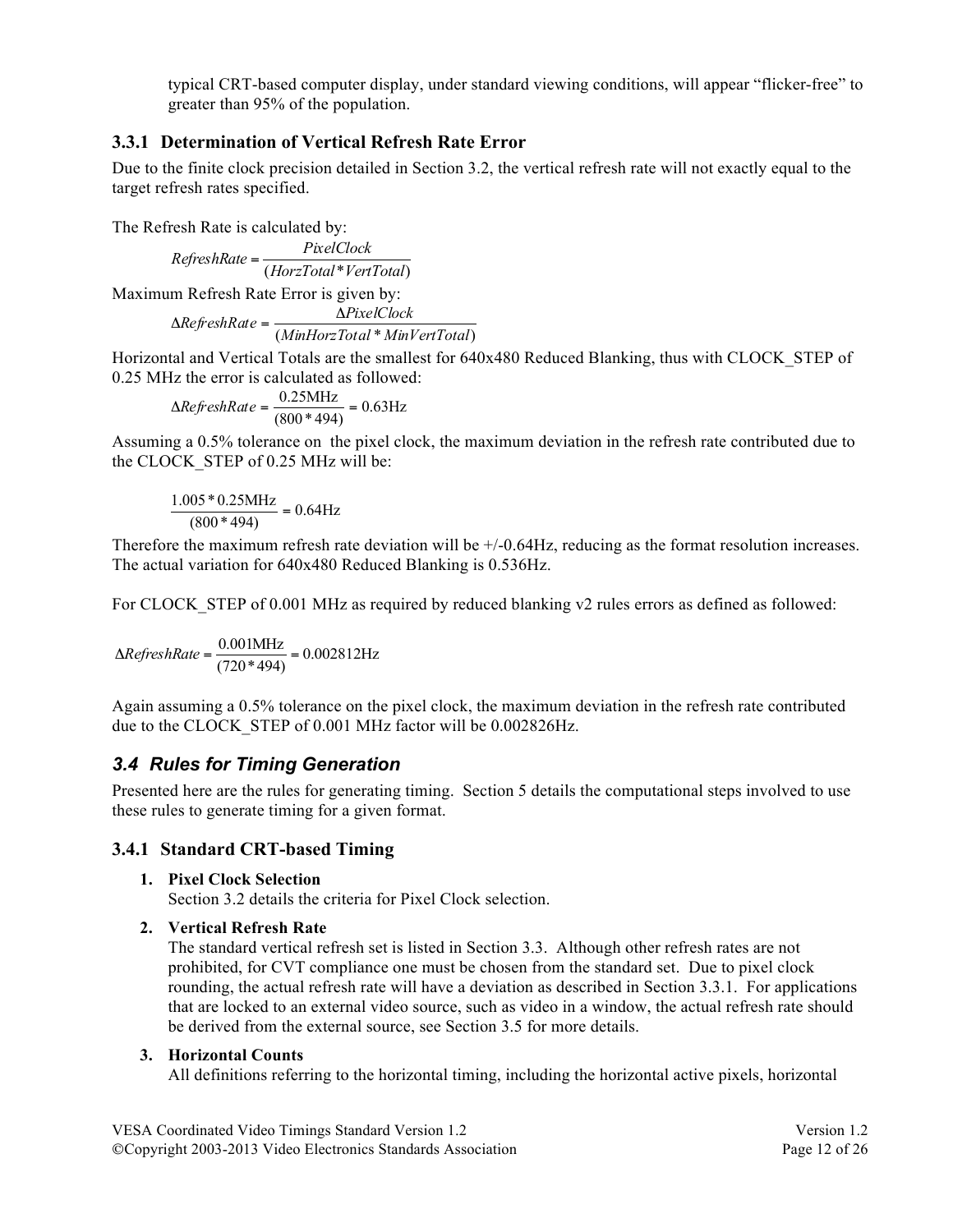typical CRT-based computer display, under standard viewing conditions, will appear “flicker-free” to greater than 95% of the population.

### 3.3.1 Determination of Vertical Refresh Rate Error

Due to the finite clock precision detailed in Section 3.2, the vertical refresh rate will not exactly equal to the target refresh rates specified.

The Refresh Rate is calculated by:

$$RefreshRate = \frac{PixelClock}{(HorzTotal * VertTotal)}$$

Maximum Refresh Rate Error is given by:

$$\Delta RefreshRate = \frac{\Delta PixelClock}{(MinHorzTotal * MinVertTotal)}$$

Horizontal and Vertical Totals are the smallest for 640x480 Reduced Blanking, thus with CLOCK_STEP of 0.25 MHz the error is calculated as followed:

$$\Delta RefreshRate = \frac{0.25\text{MHz}}{(800 * 494)} = 0.63\text{Hz}$$

Assuming a 0.5% tolerance on the pixel clock, the maximum deviation in the refresh rate contributed due to the CLOCK_STEP of 0.25 MHz will be:

$$\frac{1.005 * 0.25\text{MHz}}{(800 * 494)} = 0.64\text{Hz}$$

Therefore the maximum refresh rate deviation will be +/-0.64Hz, reducing as the format resolution increases. The actual variation for 640x480 Reduced Blanking is 0.536Hz.

For CLOCK_STEP of 0.001 MHz as required by reduced blanking v2 rules errors as defined as followed:

$$\Delta RefreshRate = \frac{0.001\text{MHz}}{(720 * 494)} = 0.002812\text{Hz}$$

Again assuming a 0.5% tolerance on the pixel clock, the maximum deviation in the refresh rate contributed due to the CLOCK_STEP of 0.001 MHz factor will be 0.002826Hz.

## *3.4 Rules for Timing Generation*

Presented here are the rules for generating timing. Section 5 details the computational steps involved to use these rules to generate timing for a given format.

### 3.4.1 Standard CRT-based Timing

1. **Pixel Clock Selection**
   Section 3.2 details the criteria for Pixel Clock selection.

2. **Vertical Refresh Rate**
   The standard vertical refresh set is listed in Section 3.3. Although other refresh rates are not prohibited, for CVT compliance one must be chosen from the standard set. Due to pixel clock rounding, the actual refresh rate will have a deviation as described in Section 3.3.1. For applications that are locked to an external video source, such as video in a window, the actual refresh rate should be derived from the external source, see Section 3.5 for more details.

3. **Horizontal Counts**
   All definitions referring to the horizontal timing, including the horizontal active pixels, horizontal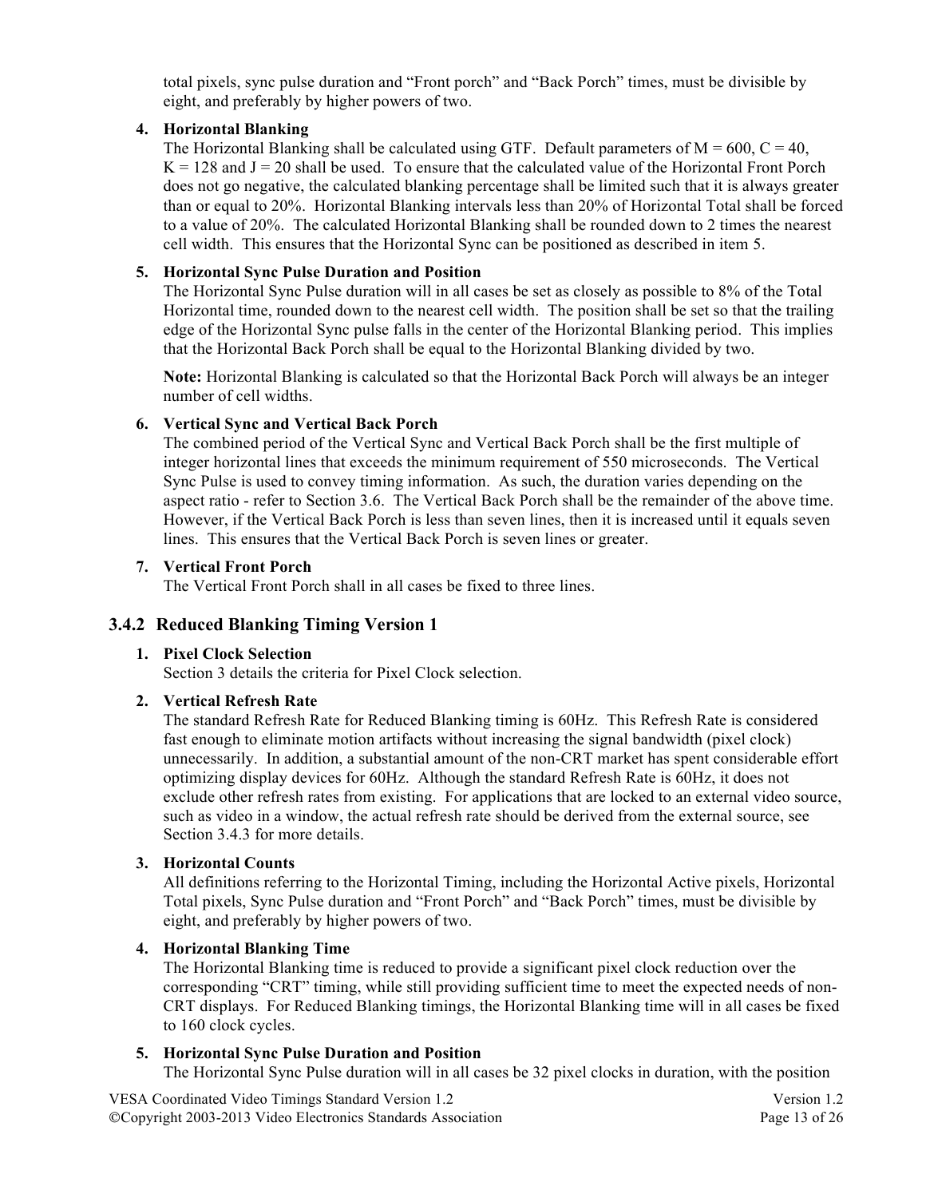total pixels, sync pulse duration and "Front porch" and "Back Porch" times, must be divisible by eight, and preferably by higher powers of two.

4. **Horizontal Blanking**
   The Horizontal Blanking shall be calculated using GTF. Default parameters of M = 600, C = 40, K = 128 and J = 20 shall be used. To ensure that the calculated value of the Horizontal Front Porch does not go negative, the calculated blanking percentage shall be limited such that it is always greater than or equal to 20%. Horizontal Blanking intervals less than 20% of Horizontal Total shall be forced to a value of 20%. The calculated Horizontal Blanking shall be rounded down to 2 times the nearest cell width. This ensures that the Horizontal Sync can be positioned as described in item 5.

5. **Horizontal Sync Pulse Duration and Position**
   The Horizontal Sync Pulse duration will in all cases be set as closely as possible to 8% of the Total Horizontal time, rounded down to the nearest cell width. The position shall be set so that the trailing edge of the Horizontal Sync pulse falls in the center of the Horizontal Blanking period. This implies that the Horizontal Back Porch shall be equal to the Horizontal Blanking divided by two.

   **Note:** Horizontal Blanking is calculated so that the Horizontal Back Porch will always be an integer number of cell widths.

6. **Vertical Sync and Vertical Back Porch**
   The combined period of the Vertical Sync and Vertical Back Porch shall be the first multiple of integer horizontal lines that exceeds the minimum requirement of 550 microseconds. The Vertical Sync Pulse is used to convey timing information. As such, the duration varies depending on the aspect ratio - refer to Section 3.6. The Vertical Back Porch shall be the remainder of the above time. However, if the Vertical Back Porch is less than seven lines, then it is increased until it equals seven lines. This ensures that the Vertical Back Porch is seven lines or greater.

7. **Vertical Front Porch**
   The Vertical Front Porch shall in all cases be fixed to three lines.

### 3.4.2 Reduced Blanking Timing Version 1

1. **Pixel Clock Selection**
   Section 3 details the criteria for Pixel Clock selection.

2. **Vertical Refresh Rate**
   The standard Refresh Rate for Reduced Blanking timing is 60Hz. This Refresh Rate is considered fast enough to eliminate motion artifacts without increasing the signal bandwidth (pixel clock) unnecessarily. In addition, a substantial amount of the non-CRT market has spent considerable effort optimizing display devices for 60Hz. Although the standard Refresh Rate is 60Hz, it does not exclude other refresh rates from existing. For applications that are locked to an external video source, such as video in a window, the actual refresh rate should be derived from the external source, see Section 3.4.3 for more details.

3. **Horizontal Counts**
   All definitions referring to the Horizontal Timing, including the Horizontal Active pixels, Horizontal Total pixels, Sync Pulse duration and "Front Porch" and "Back Porch" times, must be divisible by eight, and preferably by higher powers of two.

4. **Horizontal Blanking Time**
   The Horizontal Blanking time is reduced to provide a significant pixel clock reduction over the corresponding "CRT" timing, while still providing sufficient time to meet the expected needs of non-CRT displays. For Reduced Blanking timings, the Horizontal Blanking time will in all cases be fixed to 160 clock cycles.

5. **Horizontal Sync Pulse Duration and Position**
   The Horizontal Sync Pulse duration will in all cases be 32 pixel clocks in duration, with the position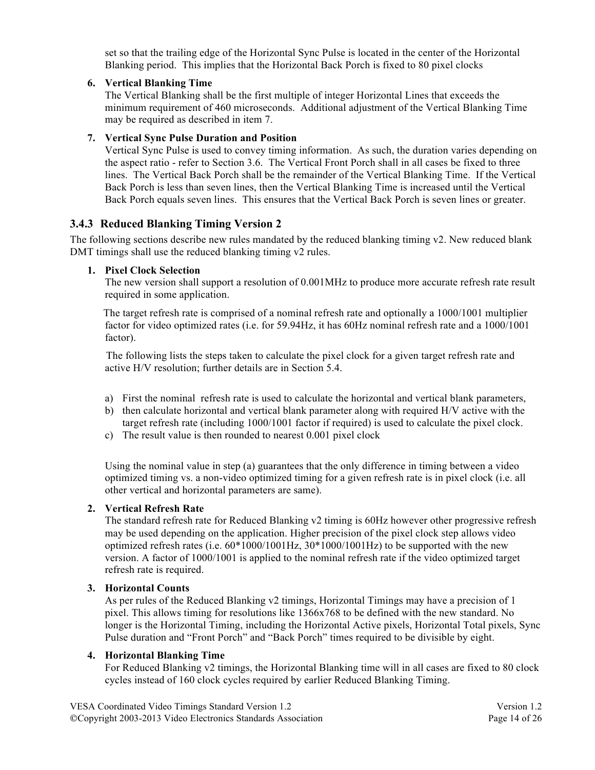set so that the trailing edge of the Horizontal Sync Pulse is located in the center of the Horizontal Blanking period. This implies that the Horizontal Back Porch is fixed to 80 pixel clocks

6. **Vertical Blanking Time**
   The Vertical Blanking shall be the first multiple of integer Horizontal Lines that exceeds the minimum requirement of 460 microseconds. Additional adjustment of the Vertical Blanking Time may be required as described in item 7.

7. **Vertical Sync Pulse Duration and Position**
   Vertical Sync Pulse is used to convey timing information. As such, the duration varies depending on the aspect ratio - refer to Section 3.6. The Vertical Front Porch shall in all cases be fixed to three lines. The Vertical Back Porch shall be the remainder of the Vertical Blanking Time. If the Vertical Back Porch is less than seven lines, then the Vertical Blanking Time is increased until the Vertical Back Porch equals seven lines. This ensures that the Vertical Back Porch is seven lines or greater.

### 3.4.3 Reduced Blanking Timing Version 2

The following sections describe new rules mandated by the reduced blanking timing v2. New reduced blank DMT timings shall use the reduced blanking timing v2 rules.

1. **Pixel Clock Selection**
   The new version shall support a resolution of 0.001MHz to produce more accurate refresh rate result required in some application.

   The target refresh rate is comprised of a nominal refresh rate and optionally a 1000/1001 multiplier factor for video optimized rates (i.e. for 59.94Hz, it has 60Hz nominal refresh rate and a 1000/1001 factor).

   The following lists the steps taken to calculate the pixel clock for a given target refresh rate and active H/V resolution; further details are in Section 5.4.

   a) First the nominal refresh rate is used to calculate the horizontal and vertical blank parameters,
   b) then calculate horizontal and vertical blank parameter along with required H/V active with the target refresh rate (including 1000/1001 factor if required) is used to calculate the pixel clock.
   c) The result value is then rounded to nearest 0.001 pixel clock

   Using the nominal value in step (a) guarantees that the only difference in timing between a video optimized timing vs. a non-video optimized timing for a given refresh rate is in pixel clock (i.e. all other vertical and horizontal parameters are same).

2. **Vertical Refresh Rate**
   The standard refresh rate for Reduced Blanking v2 timing is 60Hz however other progressive refresh may be used depending on the application. Higher precision of the pixel clock step allows video optimized refresh rates (i.e. 60*1000/1001Hz, 30*1000/1001Hz) to be supported with the new version. A factor of 1000/1001 is applied to the nominal refresh rate if the video optimized target refresh rate is required.

3. **Horizontal Counts**
   As per rules of the Reduced Blanking v2 timings, Horizontal Timings may have a precision of 1 pixel. This allows timing for resolutions like 1366x768 to be defined with the new standard. No longer is the Horizontal Timing, including the Horizontal Active pixels, Horizontal Total pixels, Sync Pulse duration and "Front Porch" and "Back Porch" times required to be divisible by eight.

4. **Horizontal Blanking Time**
   For Reduced Blanking v2 timings, the Horizontal Blanking time will in all cases are fixed to 80 clock cycles instead of 160 clock cycles required by earlier Reduced Blanking Timing.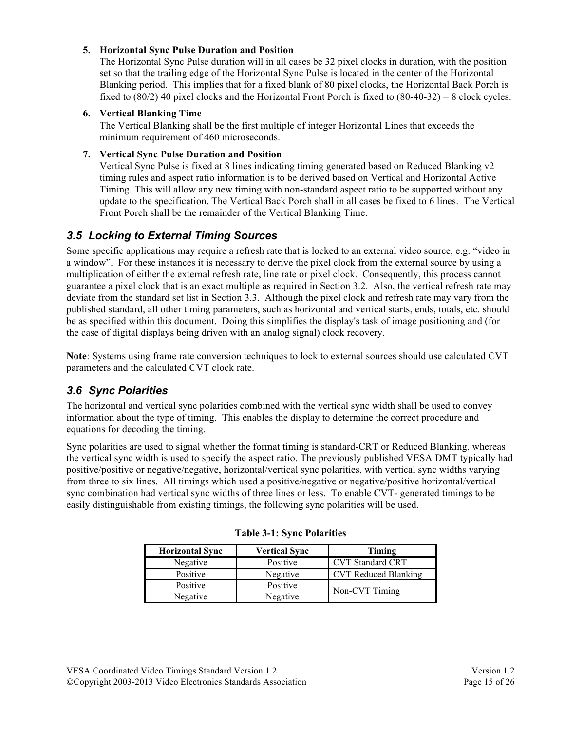5. **Horizontal Sync Pulse Duration and Position**
   The Horizontal Sync Pulse duration will in all cases be 32 pixel clocks in duration, with the position set so that the trailing edge of the Horizontal Sync Pulse is located in the center of the Horizontal Blanking period. This implies that for a fixed blank of 80 pixel clocks, the Horizontal Back Porch is fixed to (80/2) 40 pixel clocks and the Horizontal Front Porch is fixed to (80-40-32) = 8 clock cycles.

6. **Vertical Blanking Time**
   The Vertical Blanking shall be the first multiple of integer Horizontal Lines that exceeds the minimum requirement of 460 microseconds.

7. **Vertical Sync Pulse Duration and Position**
   Vertical Sync Pulse is fixed at 8 lines indicating timing generated based on Reduced Blanking v2 timing rules and aspect ratio information is to be derived based on Vertical and Horizontal Active Timing. This will allow any new timing with non-standard aspect ratio to be supported without any update to the specification. The Vertical Back Porch shall in all cases be fixed to 6 lines. The Vertical Front Porch shall be the remainder of the Vertical Blanking Time.

### *3.5 Locking to External Timing Sources*

Some specific applications may require a refresh rate that is locked to an external video source, e.g. "video in a window". For these instances it is necessary to derive the pixel clock from the external source by using a multiplication of either the external refresh rate, line rate or pixel clock. Consequently, this process cannot guarantee a pixel clock that is an exact multiple as required in Section 3.2. Also, the vertical refresh rate may deviate from the standard set list in Section 3.3. Although the pixel clock and refresh rate may vary from the published standard, all other timing parameters, such as horizontal and vertical starts, ends, totals, etc. should be as specified within this document. Doing this simplifies the display's task of image positioning and (for the case of digital displays being driven with an analog signal) clock recovery.

**Note**: Systems using frame rate conversion techniques to lock to external sources should use calculated CVT parameters and the calculated CVT clock rate.

### *3.6 Sync Polarities*

The horizontal and vertical sync polarities combined with the vertical sync width shall be used to convey information about the type of timing. This enables the display to determine the correct procedure and equations for decoding the timing.

Sync polarities are used to signal whether the format timing is standard-CRT or Reduced Blanking, whereas the vertical sync width is used to specify the aspect ratio. The previously published VESA DMT typically had positive/positive or negative/negative, horizontal/vertical sync polarities, with vertical sync widths varying from three to six lines. All timings which used a positive/negative or negative/positive horizontal/vertical sync combination had vertical sync widths of three lines or less. To enable CVT- generated timings to be easily distinguishable from existing timings, the following sync polarities will be used.

**Table 3-1: Sync Polarities**

| Horizontal Sync | Vertical Sync | Timing |
|---|---|---|
| Negative | Positive | CVT Standard CRT |
| Positive | Negative | CVT Reduced Blanking |
| Positive | Positive | Non-CVT Timing |
| Negative | Negative | |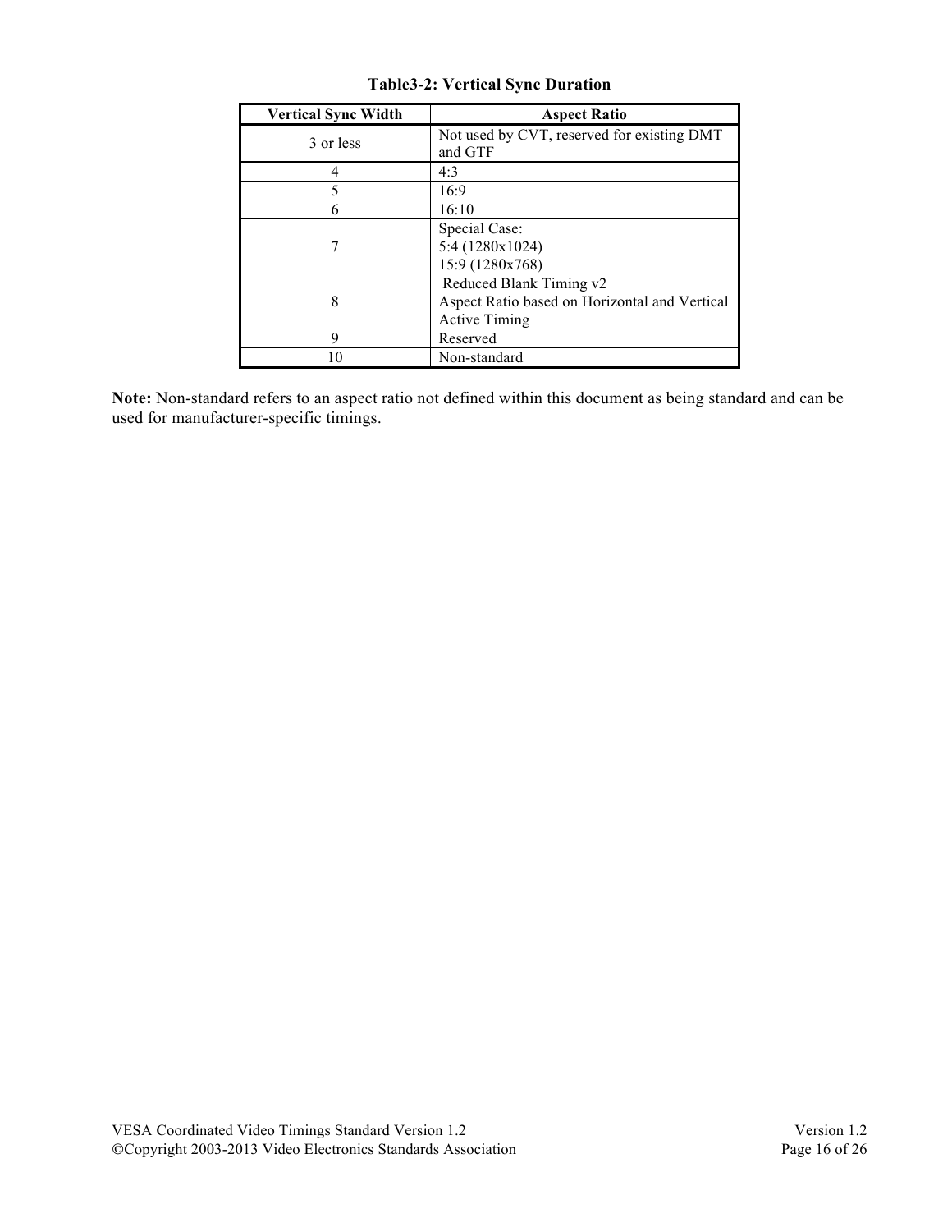**Table3-2: Vertical Sync Duration**

| Vertical Sync Width | Aspect Ratio |
|---|---|
| 3 or less | Not used by CVT, reserved for existing DMT and GTF |
| 4 | 4:3 |
| 5 | 16:9 |
| 6 | 16:10 |
| 7 | Special Case:<br>5:4 (1280x1024)<br>15:9 (1280x768) |
| 8 | Reduced Blank Timing v2<br>Aspect Ratio based on Horizontal and Vertical Active Timing |
| 9 | Reserved |
| 10 | Non-standard |

**Note:** Non-standard refers to an aspect ratio not defined within this document as being standard and can be used for manufacturer-specific timings.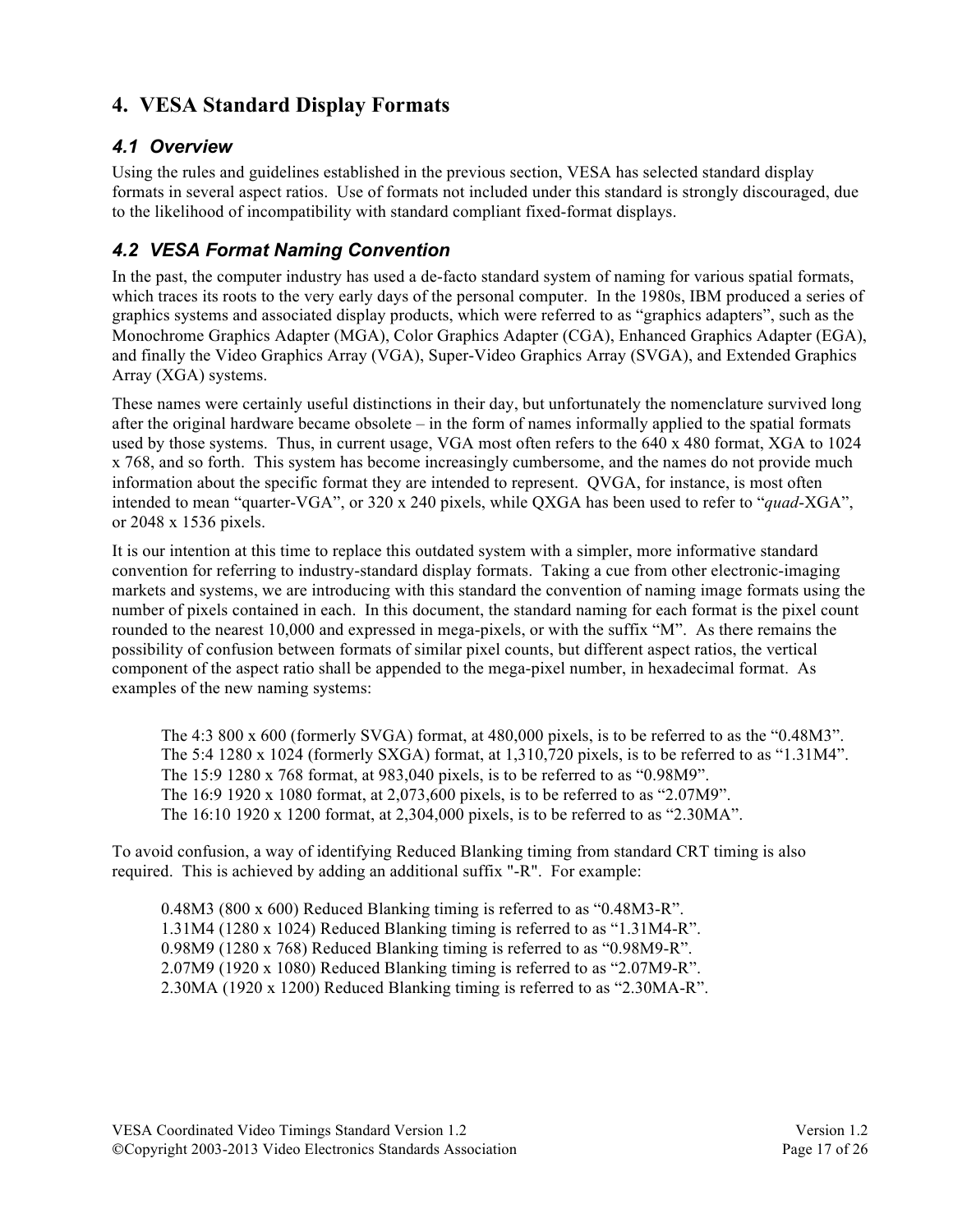# 4. VESA Standard Display Formats

## 4.1 Overview

Using the rules and guidelines established in the previous section, VESA has selected standard display formats in several aspect ratios. Use of formats not included under this standard is strongly discouraged, due to the likelihood of incompatibility with standard compliant fixed-format displays.

## 4.2 VESA Format Naming Convention

In the past, the computer industry has used a de-facto standard system of naming for various spatial formats, which traces its roots to the very early days of the personal computer. In the 1980s, IBM produced a series of graphics systems and associated display products, which were referred to as "graphics adapters", such as the Monochrome Graphics Adapter (MGA), Color Graphics Adapter (CGA), Enhanced Graphics Adapter (EGA), and finally the Video Graphics Array (VGA), Super-Video Graphics Array (SVGA), and Extended Graphics Array (XGA) systems.

These names were certainly useful distinctions in their day, but unfortunately the nomenclature survived long after the original hardware became obsolete – in the form of names informally applied to the spatial formats used by those systems. Thus, in current usage, VGA most often refers to the 640 x 480 format, XGA to 1024 x 768, and so forth. This system has become increasingly cumbersome, and the names do not provide much information about the specific format they are intended to represent. QVGA, for instance, is most often intended to mean "quarter-VGA", or 320 x 240 pixels, while QXGA has been used to refer to "*quad*-XGA", or 2048 x 1536 pixels.

It is our intention at this time to replace this outdated system with a simpler, more informative standard convention for referring to industry-standard display formats. Taking a cue from other electronic-imaging markets and systems, we are introducing with this standard the convention of naming image formats using the number of pixels contained in each. In this document, the standard naming for each format is the pixel count rounded to the nearest 10,000 and expressed in mega-pixels, or with the suffix "M". As there remains the possibility of confusion between formats of similar pixel counts, but different aspect ratios, the vertical component of the aspect ratio shall be appended to the mega-pixel number, in hexadecimal format. As examples of the new naming systems:

> The 4:3 800 x 600 (formerly SVGA) format, at 480,000 pixels, is to be referred to as the "0.48M3".
> The 5:4 1280 x 1024 (formerly SXGA) format, at 1,310,720 pixels, is to be referred to as "1.31M4".
> The 15:9 1280 x 768 format, at 983,040 pixels, is to be referred to as "0.98M9".
> The 16:9 1920 x 1080 format, at 2,073,600 pixels, is to be referred to as "2.07M9".
> The 16:10 1920 x 1200 format, at 2,304,000 pixels, is to be referred to as "2.30MA".

To avoid confusion, a way of identifying Reduced Blanking timing from standard CRT timing is also required. This is achieved by adding an additional suffix "-R". For example:

> 0.48M3 (800 x 600) Reduced Blanking timing is referred to as "0.48M3-R".
> 1.31M4 (1280 x 1024) Reduced Blanking timing is referred to as "1.31M4-R".
> 0.98M9 (1280 x 768) Reduced Blanking timing is referred to as "0.98M9-R".
> 2.07M9 (1920 x 1080) Reduced Blanking timing is referred to as "2.07M9-R".
> 2.30MA (1920 x 1200) Reduced Blanking timing is referred to as "2.30MA-R".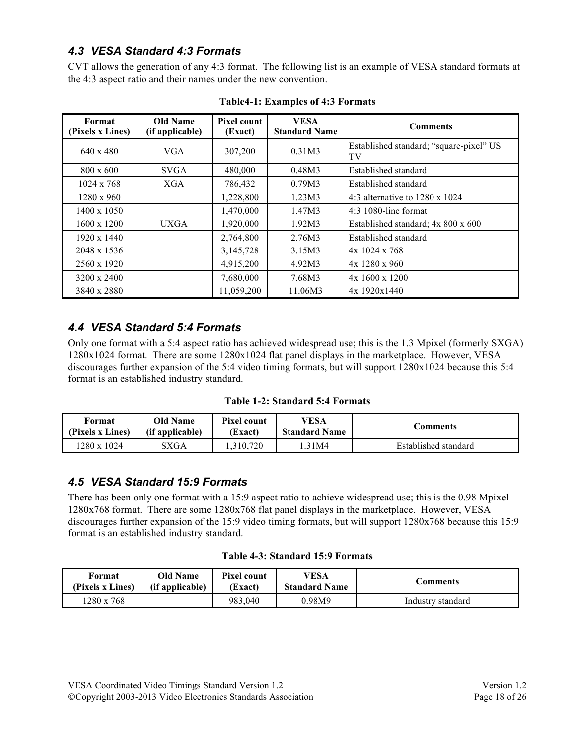### 4.3 VESA Standard 4:3 Formats

CVT allows the generation of any 4:3 format. The following list is an example of VESA standard formats at the 4:3 aspect ratio and their names under the new convention.

**Table4-1: Examples of 4:3 Formats**

| Format (Pixels x Lines) | Old Name (if applicable) | Pixel count (Exact) | VESA Standard Name | Comments |
|---|---|---|---|---|
| 640 x 480 | VGA | 307,200 | 0.31M3 | Established standard; "square-pixel" US TV |
| 800 x 600 | SVGA | 480,000 | 0.48M3 | Established standard |
| 1024 x 768 | XGA | 786,432 | 0.79M3 | Established standard |
| 1280 x 960 | | 1,228,800 | 1.23M3 | 4:3 alternative to 1280 x 1024 |
| 1400 x 1050 | | 1,470,000 | 1.47M3 | 4:3 1080-line format |
| 1600 x 1200 | UXGA | 1,920,000 | 1.92M3 | Established standard; 4x 800 x 600 |
| 1920 x 1440 | | 2,764,800 | 2.76M3 | Established standard |
| 2048 x 1536 | | 3,145,728 | 3.15M3 | 4x 1024 x 768 |
| 2560 x 1920 | | 4,915,200 | 4.92M3 | 4x 1280 x 960 |
| 3200 x 2400 | | 7,680,000 | 7.68M3 | 4x 1600 x 1200 |
| 3840 x 2880 | | 11,059,200 | 11.06M3 | 4x 1920x1440 |

### 4.4 VESA Standard 5:4 Formats

Only one format with a 5:4 aspect ratio has achieved widespread use; this is the 1.3 Mpixel (formerly SXGA) 1280x1024 format. There are some 1280x1024 flat panel displays in the marketplace. However, VESA discourages further expansion of the 5:4 video timing formats, but will support 1280x1024 because this 5:4 format is an established industry standard.

**Table 1-2: Standard 5:4 Formats**

| Format (Pixels x Lines) | Old Name (if applicable) | Pixel count (Exact) | VESA Standard Name | Comments |
|---|---|---|---|---|
| 1280 x 1024 | SXGA | 1,310,720 | 1.31M4 | Established standard |

### 4.5 VESA Standard 15:9 Formats

There has been only one format with a 15:9 aspect ratio to achieve widespread use; this is the 0.98 Mpixel 1280x768 format. There are some 1280x768 flat panel displays in the marketplace. However, VESA discourages further expansion of the 15:9 video timing formats, but will support 1280x768 because this 15:9 format is an established industry standard.

**Table 4-3: Standard 15:9 Formats**

| Format (Pixels x Lines) | Old Name (if applicable) | Pixel count (Exact) | VESA Standard Name | Comments |
|---|---|---|---|---|
| 1280 x 768 | | 983,040 | 0.98M9 | Industry standard |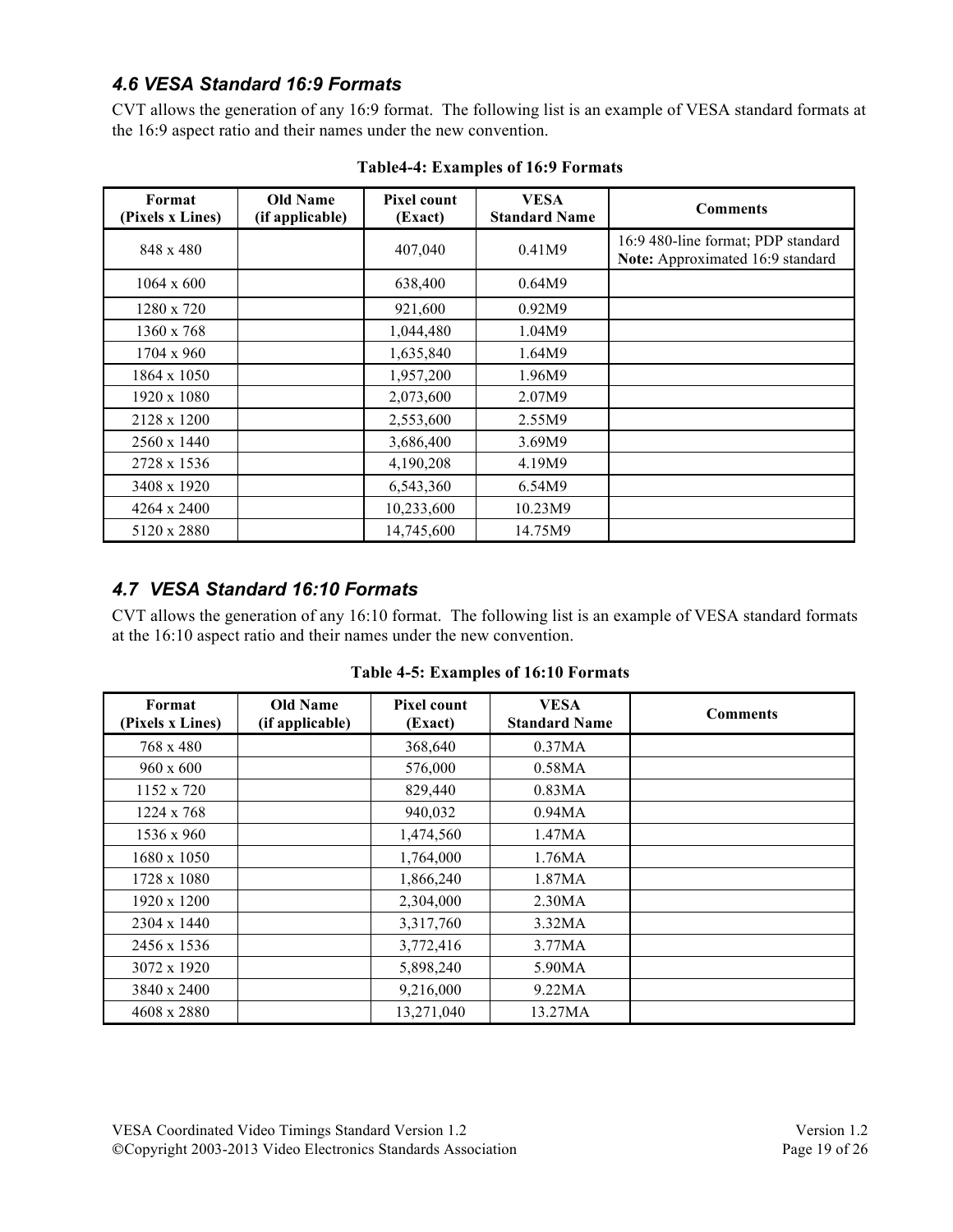### *4.6 VESA Standard 16:9 Formats*

CVT allows the generation of any 16:9 format. The following list is an example of VESA standard formats at the 16:9 aspect ratio and their names under the new convention.

**Table4-4: Examples of 16:9 Formats**

| Format (Pixels x Lines) | Old Name (if applicable) | Pixel count (Exact) | VESA Standard Name | Comments |
|---|---|---|---|---|
| 848 x 480 | | 407,040 | 0.41M9 | 16:9 480-line format; PDP standard **Note:** Approximated 16:9 standard |
| 1064 x 600 | | 638,400 | 0.64M9 | |
| 1280 x 720 | | 921,600 | 0.92M9 | |
| 1360 x 768 | | 1,044,480 | 1.04M9 | |
| 1704 x 960 | | 1,635,840 | 1.64M9 | |
| 1864 x 1050 | | 1,957,200 | 1.96M9 | |
| 1920 x 1080 | | 2,073,600 | 2.07M9 | |
| 2128 x 1200 | | 2,553,600 | 2.55M9 | |
| 2560 x 1440 | | 3,686,400 | 3.69M9 | |
| 2728 x 1536 | | 4,190,208 | 4.19M9 | |
| 3408 x 1920 | | 6,543,360 | 6.54M9 | |
| 4264 x 2400 | | 10,233,600 | 10.23M9 | |
| 5120 x 2880 | | 14,745,600 | 14.75M9 | |

### *4.7 VESA Standard 16:10 Formats*

CVT allows the generation of any 16:10 format. The following list is an example of VESA standard formats at the 16:10 aspect ratio and their names under the new convention.

**Table 4-5: Examples of 16:10 Formats**

| Format (Pixels x Lines) | Old Name (if applicable) | Pixel count (Exact) | VESA Standard Name | Comments |
|---|---|---|---|---|
| 768 x 480 | | 368,640 | 0.37MA | |
| 960 x 600 | | 576,000 | 0.58MA | |
| 1152 x 720 | | 829,440 | 0.83MA | |
| 1224 x 768 | | 940,032 | 0.94MA | |
| 1536 x 960 | | 1,474,560 | 1.47MA | |
| 1680 x 1050 | | 1,764,000 | 1.76MA | |
| 1728 x 1080 | | 1,866,240 | 1.87MA | |
| 1920 x 1200 | | 2,304,000 | 2.30MA | |
| 2304 x 1440 | | 3,317,760 | 3.32MA | |
| 2456 x 1536 | | 3,772,416 | 3.77MA | |
| 3072 x 1920 | | 5,898,240 | 5.90MA | |
| 3840 x 2400 | | 9,216,000 | 9.22MA | |
| 4608 x 2880 | | 13,271,040 | 13.27MA | |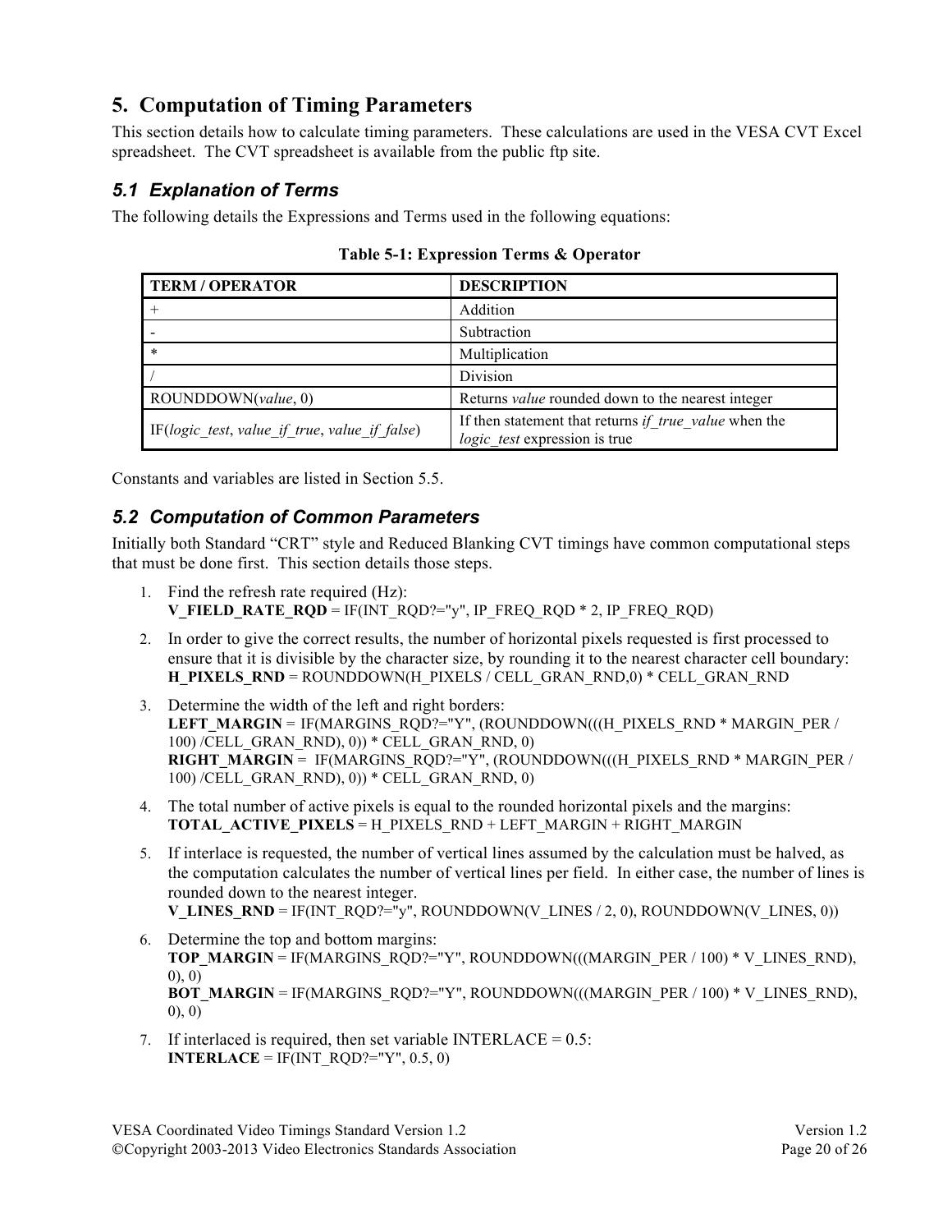## 5. Computation of Timing Parameters

This section details how to calculate timing parameters. These calculations are used in the VESA CVT Excel spreadsheet. The CVT spreadsheet is available from the public ftp site.

### *5.1 Explanation of Terms*

The following details the Expressions and Terms used in the following equations:

**Table 5-1: Expression Terms & Operator**

| TERM / OPERATOR | DESCRIPTION |
|---|---|
| + | Addition |
| - | Subtraction |
| * | Multiplication |
| / | Division |
| ROUNDDOWN(*value*, 0) | Returns *value* rounded down to the nearest integer |
| IF(*logic_test*, *value_if_true*, *value_if_false*) | If then statement that returns *if_true_value* when the *logic_test* expression is true |

Constants and variables are listed in Section 5.5.

### *5.2 Computation of Common Parameters*

Initially both Standard "CRT" style and Reduced Blanking CVT timings have common computational steps that must be done first. This section details those steps.

1. Find the refresh rate required (Hz):
   **V_FIELD_RATE_RQD** = IF(INT_RQD?="y", IP_FREQ_RQD * 2, IP_FREQ_RQD)
2. In order to give the correct results, the number of horizontal pixels requested is first processed to ensure that it is divisible by the character size, by rounding it to the nearest character cell boundary:
   **H_PIXELS_RND** = ROUNDDOWN(H_PIXELS / CELL_GRAN_RND,0) * CELL_GRAN_RND
3. Determine the width of the left and right borders:
   **LEFT_MARGIN** = IF(MARGINS_RQD?="Y", (ROUNDDOWN(((H_PIXELS_RND * MARGIN_PER / 100) /CELL_GRAN_RND), 0)) * CELL_GRAN_RND, 0)
   **RIGHT_MARGIN** = IF(MARGINS_RQD?="Y", (ROUNDDOWN(((H_PIXELS_RND * MARGIN_PER / 100) /CELL_GRAN_RND), 0)) * CELL_GRAN_RND, 0)
4. The total number of active pixels is equal to the rounded horizontal pixels and the margins:
   **TOTAL_ACTIVE_PIXELS** = H_PIXELS_RND + LEFT_MARGIN + RIGHT_MARGIN
5. If interlace is requested, the number of vertical lines assumed by the calculation must be halved, as the computation calculates the number of vertical lines per field. In either case, the number of lines is rounded down to the nearest integer.
   **V_LINES_RND** = IF(INT_RQD?="y", ROUNDDOWN(V_LINES / 2, 0), ROUNDDOWN(V_LINES, 0))
6. Determine the top and bottom margins:
   **TOP_MARGIN** = IF(MARGINS_RQD?="Y", ROUNDDOWN(((MARGIN_PER / 100) * V_LINES_RND), 0), 0)
   **BOT_MARGIN** = IF(MARGINS_RQD?="Y", ROUNDDOWN(((MARGIN_PER / 100) * V_LINES_RND), 0), 0)
7. If interlaced is required, then set variable INTERLACE = 0.5:
   **INTERLACE** = IF(INT_RQD?="Y", 0.5, 0)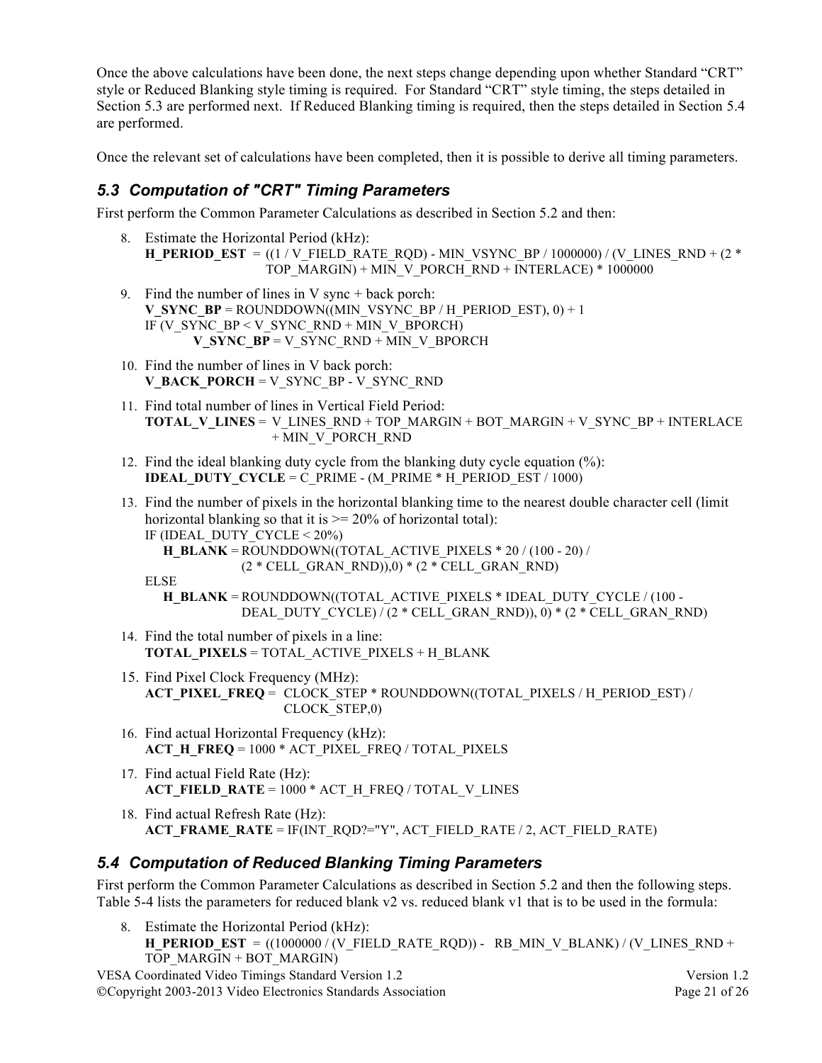Once the above calculations have been done, the next steps change depending upon whether Standard “CRT” style or Reduced Blanking style timing is required. For Standard “CRT” style timing, the steps detailed in Section 5.3 are performed next. If Reduced Blanking timing is required, then the steps detailed in Section 5.4 are performed.

Once the relevant set of calculations have been completed, then it is possible to derive all timing parameters.

### *5.3 Computation of "CRT" Timing Parameters*

First perform the Common Parameter Calculations as described in Section 5.2 and then:

8. Estimate the Horizontal Period (kHz):
   **H_PERIOD_EST** = ((1 / V_FIELD_RATE_RQD) - MIN_VSYNC_BP / 1000000) / (V_LINES_RND + (2 * TOP_MARGIN) + MIN_V_PORCH_RND + INTERLACE) * 1000000

9. Find the number of lines in V sync + back porch:
   **V_SYNC_BP** = ROUNDDOWN((MIN_VSYNC_BP / H_PERIOD_EST), 0) + 1
   IF (V_SYNC_BP < V_SYNC_RND + MIN_V_BPORCH)
   &nbsp;&nbsp;&nbsp;&nbsp;**V_SYNC_BP** = V_SYNC_RND + MIN_V_BPORCH

10. Find the number of lines in V back porch:
    **V_BACK_PORCH** = V_SYNC_BP - V_SYNC_RND

11. Find total number of lines in Vertical Field Period:
    **TOTAL_V_LINES** = V_LINES_RND + TOP_MARGIN + BOT_MARGIN + V_SYNC_BP + INTERLACE + MIN_V_PORCH_RND

12. Find the ideal blanking duty cycle from the blanking duty cycle equation (%):
    **IDEAL_DUTY_CYCLE** = C_PRIME - (M_PRIME * H_PERIOD_EST / 1000)

13. Find the number of pixels in the horizontal blanking time to the nearest double character cell (limit horizontal blanking so that it is >= 20% of horizontal total):
    IF (IDEAL_DUTY_CYCLE < 20%)
    &nbsp;&nbsp;&nbsp;&nbsp;**H_BLANK** = ROUNDDOWN((TOTAL_ACTIVE_PIXELS * 20 / (100 - 20) / (2 * CELL_GRAN_RND)),0) * (2 * CELL_GRAN_RND)
    ELSE
    &nbsp;&nbsp;&nbsp;&nbsp;**H_BLANK** = ROUNDDOWN((TOTAL_ACTIVE_PIXELS * IDEAL_DUTY_CYCLE / (100 - DEAL_DUTY_CYCLE) / (2 * CELL_GRAN_RND)), 0) * (2 * CELL_GRAN_RND)

14. Find the total number of pixels in a line:
    **TOTAL_PIXELS** = TOTAL_ACTIVE_PIXELS + H_BLANK

15. Find Pixel Clock Frequency (MHz):
    **ACT_PIXEL_FREQ** = CLOCK_STEP * ROUNDDOWN((TOTAL_PIXELS / H_PERIOD_EST) / CLOCK_STEP,0)

16. Find actual Horizontal Frequency (kHz):
    **ACT_H_FREQ** = 1000 * ACT_PIXEL_FREQ / TOTAL_PIXELS

17. Find actual Field Rate (Hz):
    **ACT_FIELD_RATE** = 1000 * ACT_H_FREQ / TOTAL_V_LINES

18. Find actual Refresh Rate (Hz):
    **ACT_FRAME_RATE** = IF(INT_RQD?="Y", ACT_FIELD_RATE / 2, ACT_FIELD_RATE)

### *5.4 Computation of Reduced Blanking Timing Parameters*

First perform the Common Parameter Calculations as described in Section 5.2 and then the following steps. Table 5-4 lists the parameters for reduced blank v2 vs. reduced blank v1 that is to be used in the formula:

8. Estimate the Horizontal Period (kHz):
   **H_PERIOD_EST** = ((1000000 / (V_FIELD_RATE_RQD)) - RB_MIN_V_BLANK) / (V_LINES_RND + TOP_MARGIN + BOT_MARGIN)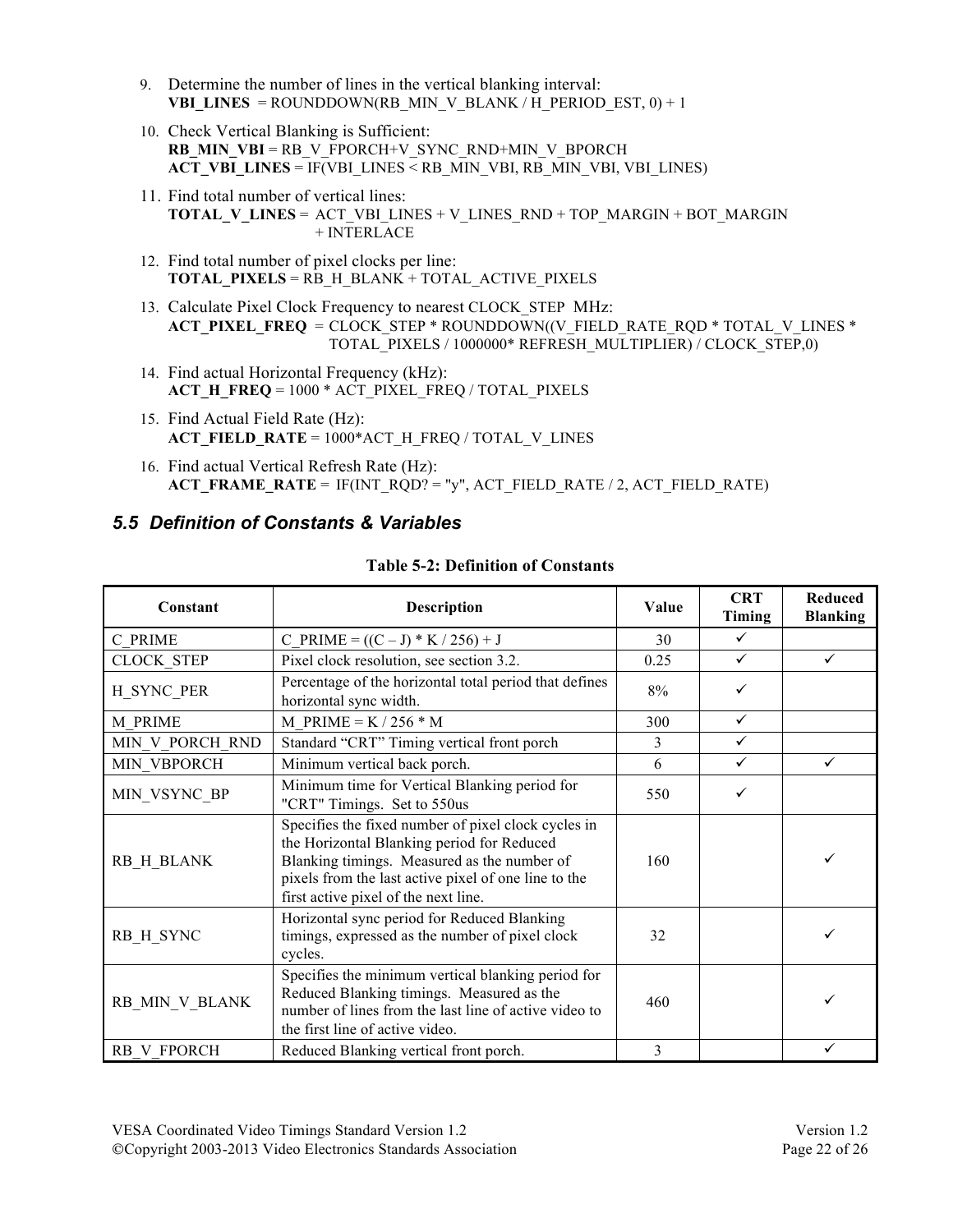9. Determine the number of lines in the vertical blanking interval:
   **VBI_LINES** = ROUNDDOWN(RB_MIN_V_BLANK / H_PERIOD_EST, 0) + 1

10. Check Vertical Blanking is Sufficient:
    **RB_MIN_VBI** = RB_V_FPORCH+V_SYNC_RND+MIN_V_BPORCH
    **ACT_VBI_LINES** = IF(VBI_LINES < RB_MIN_VBI, RB_MIN_VBI, VBI_LINES)

11. Find total number of vertical lines:
    **TOTAL_V_LINES** = ACT_VBI_LINES + V_LINES_RND + TOP_MARGIN + BOT_MARGIN + INTERLACE

12. Find total number of pixel clocks per line:
    **TOTAL_PIXELS** = RB_H_BLANK + TOTAL_ACTIVE_PIXELS

13. Calculate Pixel Clock Frequency to nearest CLOCK_STEP MHz:
    **ACT_PIXEL_FREQ** = CLOCK_STEP * ROUNDDOWN((V_FIELD_RATE_RQD * TOTAL_V_LINES * TOTAL_PIXELS / 1000000* REFRESH_MULTIPLIER) / CLOCK_STEP,0)

14. Find actual Horizontal Frequency (kHz):
    **ACT_H_FREQ** = 1000 * ACT_PIXEL_FREQ / TOTAL_PIXELS

15. Find Actual Field Rate (Hz):
    **ACT_FIELD_RATE** = 1000*ACT_H_FREQ / TOTAL_V_LINES

16. Find actual Vertical Refresh Rate (Hz):
    **ACT_FRAME_RATE** = IF(INT_RQD? = "y", ACT_FIELD_RATE / 2, ACT_FIELD_RATE)

## 5.5 *Definition of Constants & Variables*

**Table 5-2: Definition of Constants**

| Constant | Description | Value | CRT Timing | Reduced Blanking |
|---|---|---|---|---|
| C_PRIME | C_PRIME = ((C – J) * K / 256) + J | 30 | ✓ | |
| CLOCK_STEP | Pixel clock resolution, see section 3.2. | 0.25 | ✓ | ✓ |
| H_SYNC_PER | Percentage of the horizontal total period that defines horizontal sync width. | 8% | ✓ | |
| M_PRIME | M_PRIME = K / 256 * M | 300 | ✓ | |
| MIN_V_PORCH_RND | Standard "CRT" Timing vertical front porch | 3 | ✓ | |
| MIN_VBPORCH | Minimum vertical back porch. | 6 | ✓ | ✓ |
| MIN_VSYNC_BP | Minimum time for Vertical Blanking period for "CRT" Timings. Set to 550us | 550 | ✓ | |
| RB_H_BLANK | Specifies the fixed number of pixel clock cycles in the Horizontal Blanking period for Reduced Blanking timings. Measured as the number of pixels from the last active pixel of one line to the first active pixel of the next line. | 160 | | ✓ |
| RB_H_SYNC | Horizontal sync period for Reduced Blanking timings, expressed as the number of pixel clock cycles. | 32 | | ✓ |
| RB_MIN_V_BLANK | Specifies the minimum vertical blanking period for Reduced Blanking timings. Measured as the number of lines from the last line of active video to the first line of active video. | 460 | | ✓ |
| RB_V_FPORCH | Reduced Blanking vertical front porch. | 3 | | ✓ |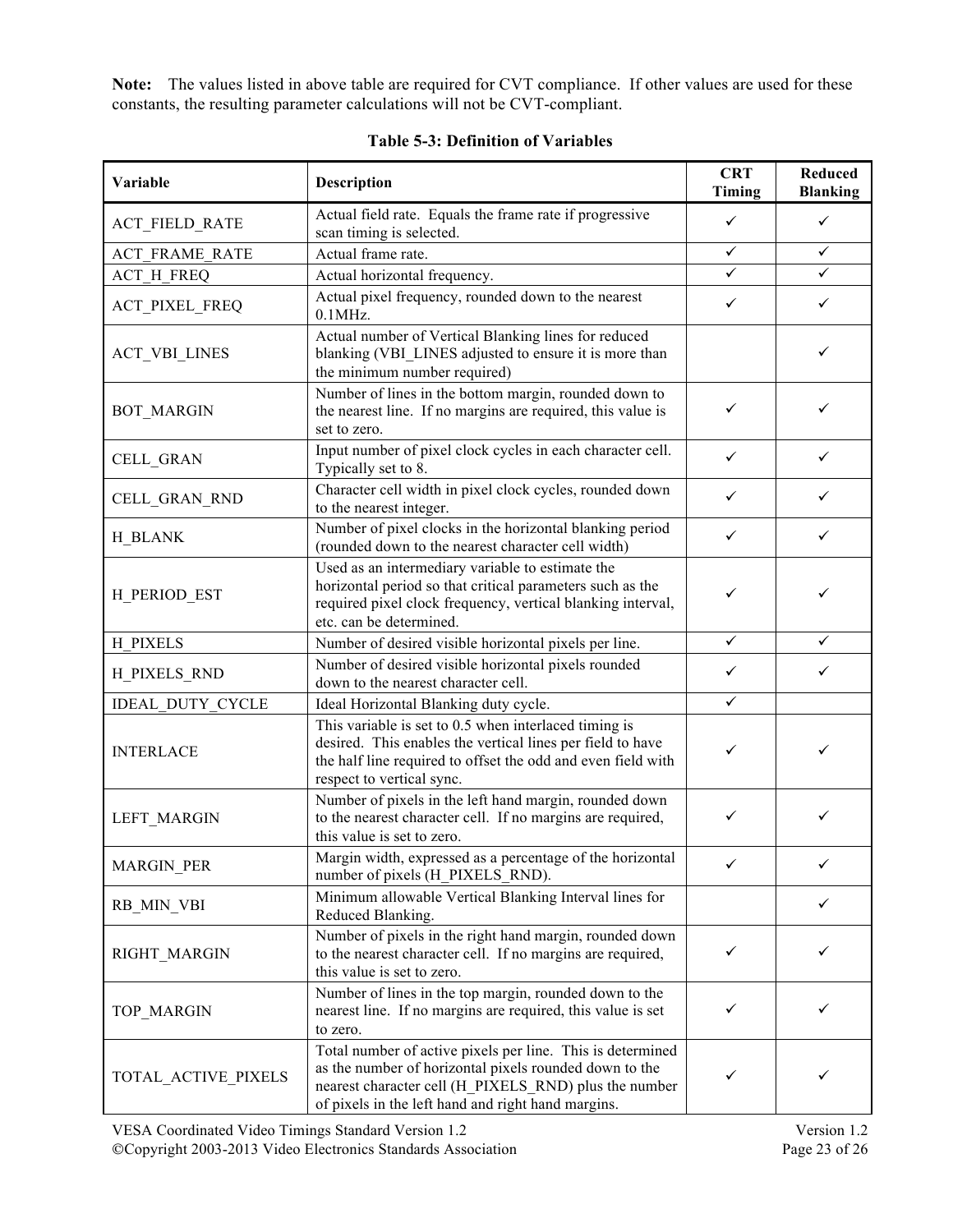**Note:** The values listed in above table are required for CVT compliance. If other values are used for these constants, the resulting parameter calculations will not be CVT-compliant.

**Table 5-3: Definition of Variables**

| Variable | Description | CRT Timing | Reduced Blanking |
|---|---|---|---|
| ACT_FIELD_RATE | Actual field rate. Equals the frame rate if progressive scan timing is selected. | ✓ | ✓ |
| ACT_FRAME_RATE | Actual frame rate. | ✓ | ✓ |
| ACT_H_FREQ | Actual horizontal frequency. | ✓ | ✓ |
| ACT_PIXEL_FREQ | Actual pixel frequency, rounded down to the nearest 0.1MHz. | ✓ | ✓ |
| ACT_VBI_LINES | Actual number of Vertical Blanking lines for reduced blanking (VBI_LINES adjusted to ensure it is more than the minimum number required) | | ✓ |
| BOT_MARGIN | Number of lines in the bottom margin, rounded down to the nearest line. If no margins are required, this value is set to zero. | ✓ | ✓ |
| CELL_GRAN | Input number of pixel clock cycles in each character cell. Typically set to 8. | ✓ | ✓ |
| CELL_GRAN_RND | Character cell width in pixel clock cycles, rounded down to the nearest integer. | ✓ | ✓ |
| H_BLANK | Number of pixel clocks in the horizontal blanking period (rounded down to the nearest character cell width) | ✓ | ✓ |
| H_PERIOD_EST | Used as an intermediary variable to estimate the horizontal period so that critical parameters such as the required pixel clock frequency, vertical blanking interval, etc. can be determined. | ✓ | ✓ |
| H_PIXELS | Number of desired visible horizontal pixels per line. | ✓ | ✓ |
| H_PIXELS_RND | Number of desired visible horizontal pixels rounded down to the nearest character cell. | ✓ | ✓ |
| IDEAL_DUTY_CYCLE | Ideal Horizontal Blanking duty cycle. | ✓ | |
| INTERLACE | This variable is set to 0.5 when interlaced timing is desired. This enables the vertical lines per field to have the half line required to offset the odd and even field with respect to vertical sync. | ✓ | ✓ |
| LEFT_MARGIN | Number of pixels in the left hand margin, rounded down to the nearest character cell. If no margins are required, this value is set to zero. | ✓ | ✓ |
| MARGIN_PER | Margin width, expressed as a percentage of the horizontal number of pixels (H_PIXELS_RND). | ✓ | ✓ |
| RB_MIN_VBI | Minimum allowable Vertical Blanking Interval lines for Reduced Blanking. | | ✓ |
| RIGHT_MARGIN | Number of pixels in the right hand margin, rounded down to the nearest character cell. If no margins are required, this value is set to zero. | ✓ | ✓ |
| TOP_MARGIN | Number of lines in the top margin, rounded down to the nearest line. If no margins are required, this value is set to zero. | ✓ | ✓ |
| TOTAL_ACTIVE_PIXELS | Total number of active pixels per line. This is determined as the number of horizontal pixels rounded down to the nearest character cell (H_PIXELS_RND) plus the number of pixels in the left hand and right hand margins. | ✓ | ✓ |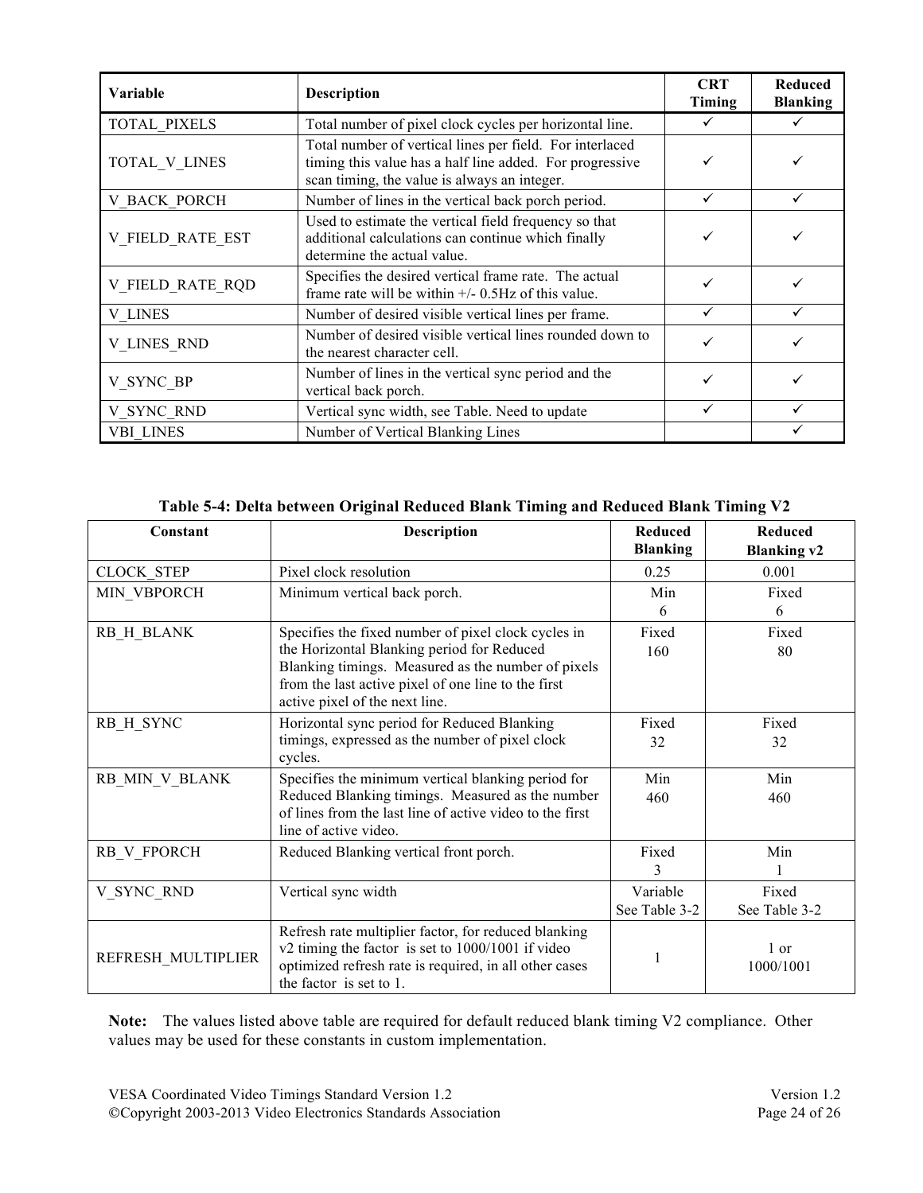| Variable | Description | CRT Timing | Reduced Blanking |
|---|---|---|---|
| TOTAL_PIXELS | Total number of pixel clock cycles per horizontal line. | ✓ | ✓ |
| TOTAL_V_LINES | Total number of vertical lines per field. For interlaced timing this value has a half line added. For progressive scan timing, the value is always an integer. | ✓ | ✓ |
| V_BACK_PORCH | Number of lines in the vertical back porch period. | ✓ | ✓ |
| V_FIELD_RATE_EST | Used to estimate the vertical field frequency so that additional calculations can continue which finally determine the actual value. | ✓ | ✓ |
| V_FIELD_RATE_RQD | Specifies the desired vertical frame rate. The actual frame rate will be within +/- 0.5Hz of this value. | ✓ | ✓ |
| V_LINES | Number of desired visible vertical lines per frame. | ✓ | ✓ |
| V_LINES_RND | Number of desired visible vertical lines rounded down to the nearest character cell. | ✓ | ✓ |
| V_SYNC_BP | Number of lines in the vertical sync period and the vertical back porch. | ✓ | ✓ |
| V_SYNC_RND | Vertical sync width, see Table. Need to update | ✓ | ✓ |
| VBI_LINES | Number of Vertical Blanking Lines | | ✓ |

**Table 5-4: Delta between Original Reduced Blank Timing and Reduced Blank Timing V2**

| Constant | Description | Reduced Blanking | Reduced Blanking v2 |
|---|---|---|---|
| CLOCK_STEP | Pixel clock resolution | 0.25 | 0.001 |
| MIN_VBPORCH | Minimum vertical back porch. | Min 6 | Fixed 6 |
| RB_H_BLANK | Specifies the fixed number of pixel clock cycles in the Horizontal Blanking period for Reduced Blanking timings. Measured as the number of pixels from the last active pixel of one line to the first active pixel of the next line. | Fixed 160 | Fixed 80 |
| RB_H_SYNC | Horizontal sync period for Reduced Blanking timings, expressed as the number of pixel clock cycles. | Fixed 32 | Fixed 32 |
| RB_MIN_V_BLANK | Specifies the minimum vertical blanking period for Reduced Blanking timings. Measured as the number of lines from the last line of active video to the first line of active video. | Min 460 | Min 460 |
| RB_V_FPORCH | Reduced Blanking vertical front porch. | Fixed 3 | Min 1 |
| V_SYNC_RND | Vertical sync width | Variable See Table 3-2 | Fixed See Table 3-2 |
| REFRESH_MULTIPLIER | Refresh rate multiplier factor, for reduced blanking v2 timing the factor is set to 1000/1001 if video optimized refresh rate is required, in all other cases the factor is set to 1. | 1 | 1 or 1000/1001 |

**Note:** The values listed above table are required for default reduced blank timing V2 compliance. Other values may be used for these constants in custom implementation.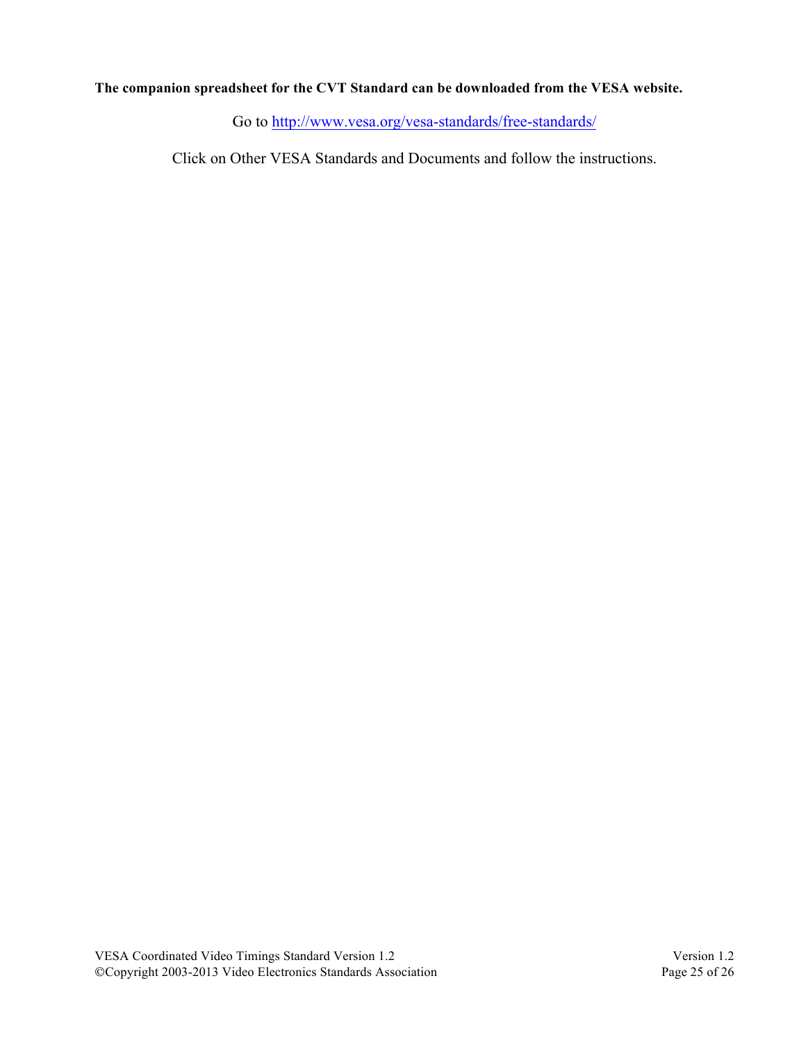**The companion spreadsheet for the CVT Standard can be downloaded from the VESA website.**

Go to http://www.vesa.org/vesa-standards/free-standards/

Click on Other VESA Standards and Documents and follow the instructions.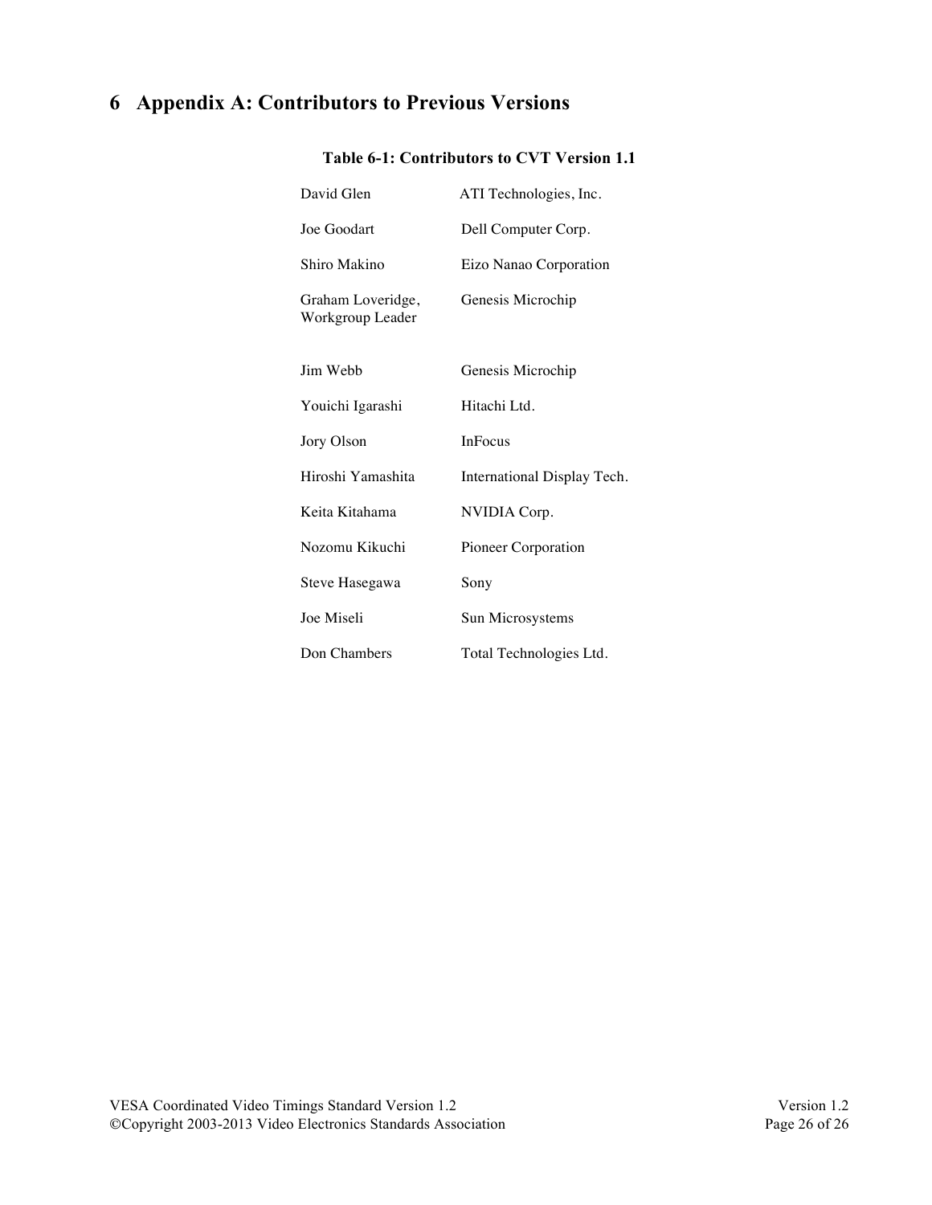# 6 Appendix A: Contributors to Previous Versions

**Table 6-1: Contributors to CVT Version 1.1**

| | |
|---|---|
| David Glen | ATI Technologies, Inc. |
| Joe Goodart | Dell Computer Corp. |
| Shiro Makino | Eizo Nanao Corporation |
| Graham Loveridge, Workgroup Leader | Genesis Microchip |
| Jim Webb | Genesis Microchip |
| Youichi Igarashi | Hitachi Ltd. |
| Jory Olson | InFocus |
| Hiroshi Yamashita | International Display Tech. |
| Keita Kitahama | NVIDIA Corp. |
| Nozomu Kikuchi | Pioneer Corporation |
| Steve Hasegawa | Sony |
| Joe Miseli | Sun Microsystems |
| Don Chambers | Total Technologies Ltd. |